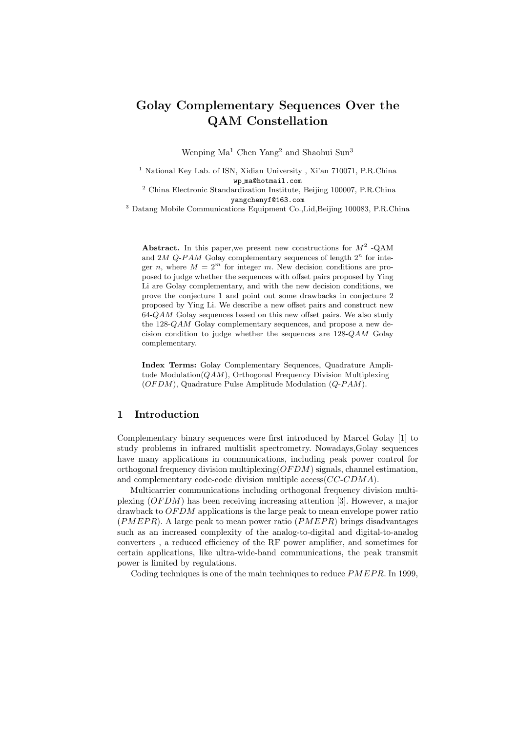# Golay Complementary Sequences Over the QAM Constellation

Wenping Ma[1] Chen Yang[2] and Shaohui Sun[3]

[1] National Key Lab. of ISN, Xidian University , Xi'an 710071, P.R.China
wp_ma@hotmail.com

[2] China Electronic Standardization Institute, Beijing 100007, P.R.China
yangchenyf@163.com

[3] Datang Mobile Communications Equipment Co.,Lid,Beijing 100083, P.R.China

**Abstract.** In this paper,we present new constructions for $M^2$ -QAM and $2M$ $Q$-$PAM$ Golay complementary sequences of length $2^n$ for integer $n$, where $M = 2^m$ for integer $m$. New decision conditions are proposed to judge whether the sequences with offset pairs proposed by Ying Li are Golay complementary, and with the new decision conditions, we prove the conjecture 1 and point out some drawbacks in conjecture 2 proposed by Ying Li. We describe a new offset pairs and construct new 64-$QAM$ Golay sequences based on this new offset pairs. We also study the 128-$QAM$ Golay complementary sequences, and propose a new decision condition to judge whether the sequences are 128-$QAM$ Golay complementary.

**Index Terms:** Golay Complementary Sequences, Quadrature Amplitude Modulation($QAM$), Orthogonal Frequency Division Multiplexing ($OFDM$), Quadrature Pulse Amplitude Modulation ($Q$-$PAM$).

## 1 Introduction

Complementary binary sequences were first introduced by Marcel Golay [1] to study problems in infrared multislit spectrometry. Nowadays,Golay sequences have many applications in communications, including peak power control for orthogonal frequency division multiplexing($OFDM$) signals, channel estimation, and complementary code-code division multiple access($CC$-$CDMA$).

Multicarrier communications including orthogonal frequency division multiplexing ($OFDM$) has been receiving increasing attention [3]. However, a major drawback to $OFDM$ applications is the large peak to mean envelope power ratio ($PMEPR$). A large peak to mean power ratio ($PMEPR$) brings disadvantages such as an increased complexity of the analog-to-digital and digital-to-analog converters , a reduced efficiency of the RF power amplifier, and sometimes for certain applications, like ultra-wide-band communications, the peak transmit power is limited by regulations.

Coding techniques is one of the main techniques to reduce $PMEPR$. In 1999,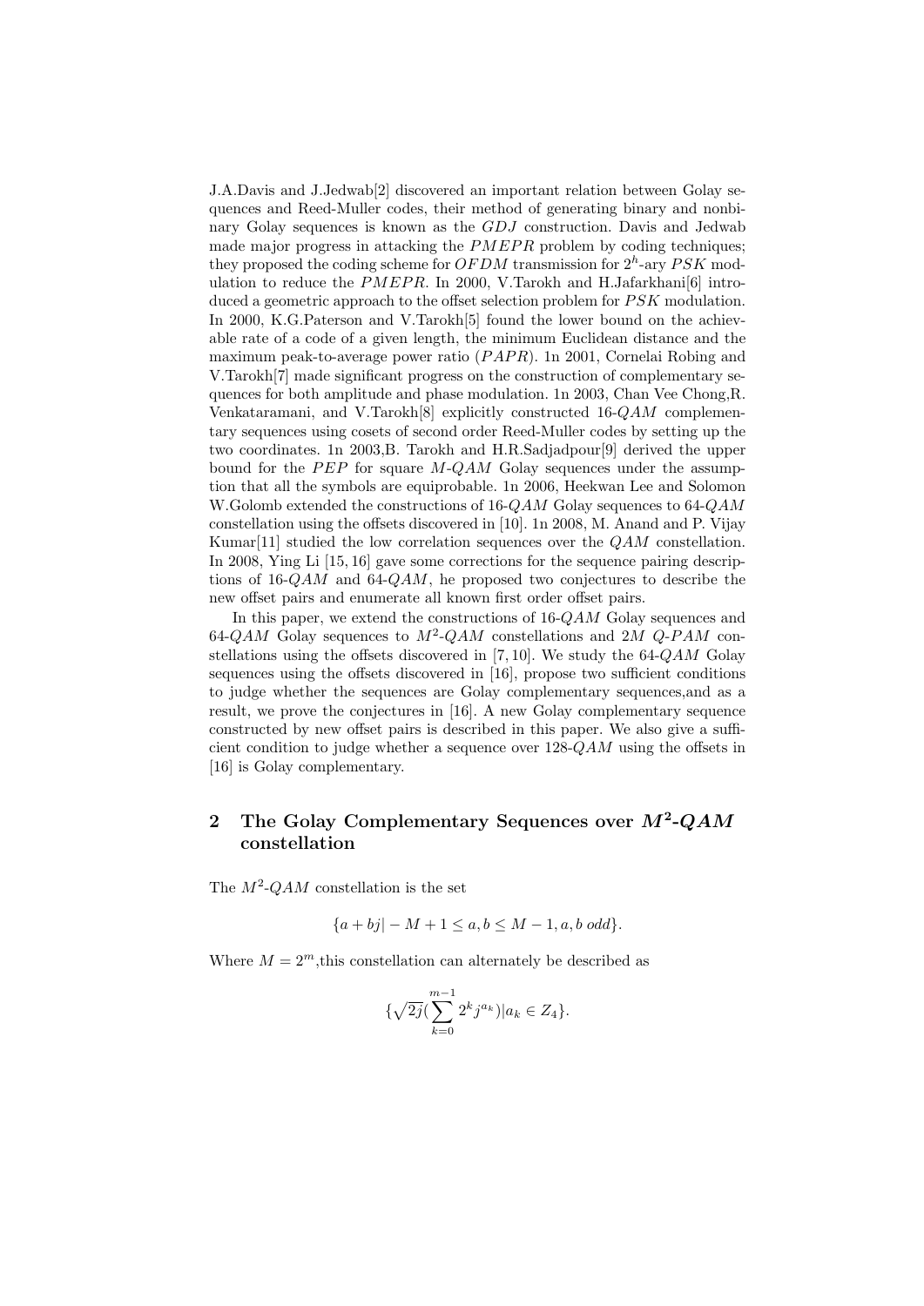J.A.Davis and J.Jedwab[2] discovered an important relation between Golay sequences and Reed-Muller codes, their method of generating binary and nonbinary Golay sequences is known as the $GDJ$ construction. Davis and Jedwab made major progress in attacking the $PMEPR$ problem by coding techniques; they proposed the coding scheme for $OFDM$ transmission for $2^h$-ary $PSK$ modulation to reduce the $PMEPR$. In 2000, V.Tarokh and H.Jafarkhani[6] introduced a geometric approach to the offset selection problem for $PSK$ modulation. In 2000, K.G.Paterson and V.Tarokh[5] found the lower bound on the achievable rate of a code of a given length, the minimum Euclidean distance and the maximum peak-to-average power ratio ($PAPR$). 1n 2001, Cornelai Robing and V.Tarokh[7] made significant progress on the construction of complementary sequences for both amplitude and phase modulation. 1n 2003, Chan Vee Chong,R. Venkataramani, and V.Tarokh[8] explicitly constructed 16-$QAM$ complementary sequences using cosets of second order Reed-Muller codes by setting up the two coordinates. 1n 2003,B. Tarokh and H.R.Sadjadpour[9] derived the upper bound for the $PEP$ for square $M$-$QAM$ Golay sequences under the assumption that all the symbols are equiprobable. 1n 2006, Heekwan Lee and Solomon W.Golomb extended the constructions of 16-$QAM$ Golay sequences to 64-$QAM$ constellation using the offsets discovered in [10]. 1n 2008, M. Anand and P. Vijay Kumar[11] studied the low correlation sequences over the $QAM$ constellation. In 2008, Ying Li [15, 16] gave some corrections for the sequence pairing descriptions of 16-$QAM$ and 64-$QAM$, he proposed two conjectures to describe the new offset pairs and enumerate all known first order offset pairs.

In this paper, we extend the constructions of 16-$QAM$ Golay sequences and 64-$QAM$ Golay sequences to $M^2$-$QAM$ constellations and $2M$ $Q$-$PAM$ constellations using the offsets discovered in [7, 10]. We study the 64-$QAM$ Golay sequences using the offsets discovered in [16], propose two sufficient conditions to judge whether the sequences are Golay complementary sequences,and as a result, we prove the conjectures in [16]. A new Golay complementary sequence constructed by new offset pairs is described in this paper. We also give a sufficient condition to judge whether a sequence over 128-$QAM$ using the offsets in [16] is Golay complementary.

## 2 The Golay Complementary Sequences over $M^2$-$QAM$ constellation

The $M^2$-$QAM$ constellation is the set

$$\{a + bj| - M + 1 \leq a, b \leq M - 1, a, b \; odd\}.$$

Where $M = 2^m$,this constellation can alternately be described as

$$\{\sqrt{2j}(\sum_{k=0}^{m-1} 2^k j^{a_k})|a_k \in Z_4\}.$$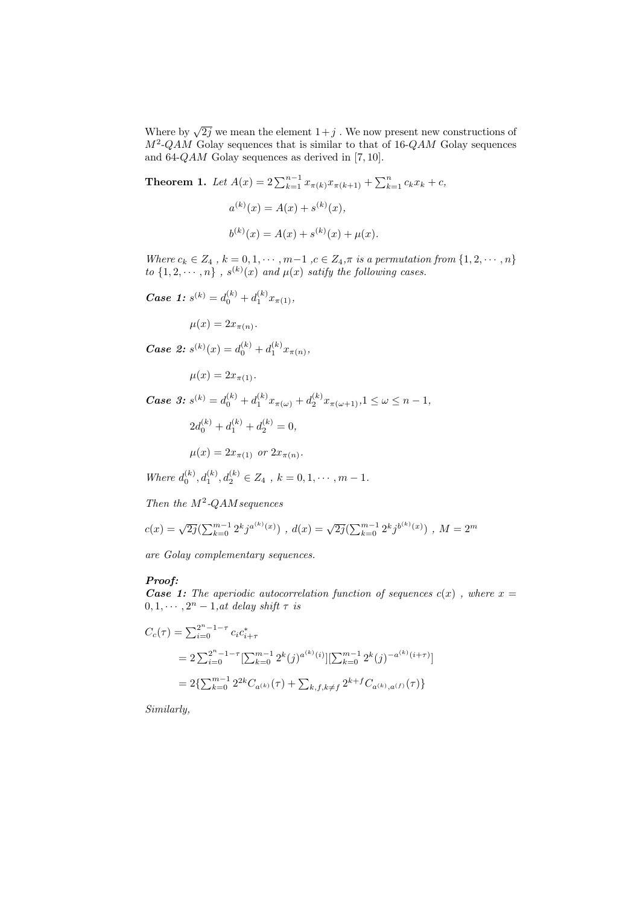Where by $\sqrt{2j}$ we mean the element $1+j$ . We now present new constructions of $M^2$-$QAM$ Golay sequences that is similar to that of 16-$QAM$ Golay sequences and 64-$QAM$ Golay sequences as derived in [7, 10].

**Theorem 1.** *Let* $A(x) = 2\sum_{k=1}^{n-1} x_{\pi(k)}x_{\pi(k+1)} + \sum_{k=1}^{n} c_k x_k + c,$

$$a^{(k)}(x) = A(x) + s^{(k)}(x),$$

$$b^{(k)}(x) = A(x) + s^{(k)}(x) + \mu(x).$$

*Where* $c_k \in Z_4$ , $k = 0, 1, \cdots, m-1$ ,$c \in Z_4$,$\pi$ *is a permutation from* $\{1, 2, \cdots, n\}$ *to* $\{1, 2, \cdots, n\}$ , $s^{(k)}(x)$ *and* $\mu(x)$ *satify the following cases.*

***Case 1:*** $s^{(k)} = d_0^{(k)} + d_1^{(k)} x_{\pi(1)},$

$$\mu(x) = 2x_{\pi(n)}.$$

***Case 2:*** $s^{(k)}(x) = d_0^{(k)} + d_1^{(k)} x_{\pi(n)},$

$$\mu(x) = 2x_{\pi(1)}.$$

***Case 3:*** $s^{(k)} = d_0^{(k)} + d_1^{(k)} x_{\pi(\omega)} + d_2^{(k)} x_{\pi(\omega+1)}, 1 \le \omega \le n-1,$

$$2d_0^{(k)} + d_1^{(k)} + d_2^{(k)} = 0,$$

$$\mu(x) = 2x_{\pi(1)} \ \textit{or} \ 2x_{\pi(n)}.$$

*Where* $d_0^{(k)}, d_1^{(k)}, d_2^{(k)} \in Z_4$ , $k = 0, 1, \cdots, m-1$.

*Then the* $M^2$-$QAM$ *sequences*

$$c(x) = \sqrt{2j}\left(\sum_{k=0}^{m-1} 2^k j^{a^{(k)}(x)}\right) ,\ d(x) = \sqrt{2j}\left(\sum_{k=0}^{m-1} 2^k j^{b^{(k)}(x)}\right) ,\ M = 2^m$$

*are Golay complementary sequences.*

***Proof:***
***Case 1:*** *The aperiodic autocorrelation function of sequences* $c(x)$ *, where* $x = 0, 1, \cdots, 2^n - 1$*,at delay shift* $\tau$ *is*

$$
\begin{aligned}
C_c(\tau) &= \sum_{i=0}^{2^n-1-\tau} c_i c_{i+\tau}^* \\
&= 2\sum_{i=0}^{2^n-1-\tau}\left[\sum_{k=0}^{m-1} 2^k (j)^{a^{(k)}(i)}\right]\left[\sum_{k=0}^{m-1} 2^k (j)^{-a^{(k)}(i+\tau)}\right] \\
&= 2\left\{\sum_{k=0}^{m-1} 2^{2k} C_{a^{(k)}}(\tau) + \sum_{k,f,k\neq f} 2^{k+f} C_{a^{(k)},a^{(f)}}(\tau)\right\}
\end{aligned}
$$

*Similarly,*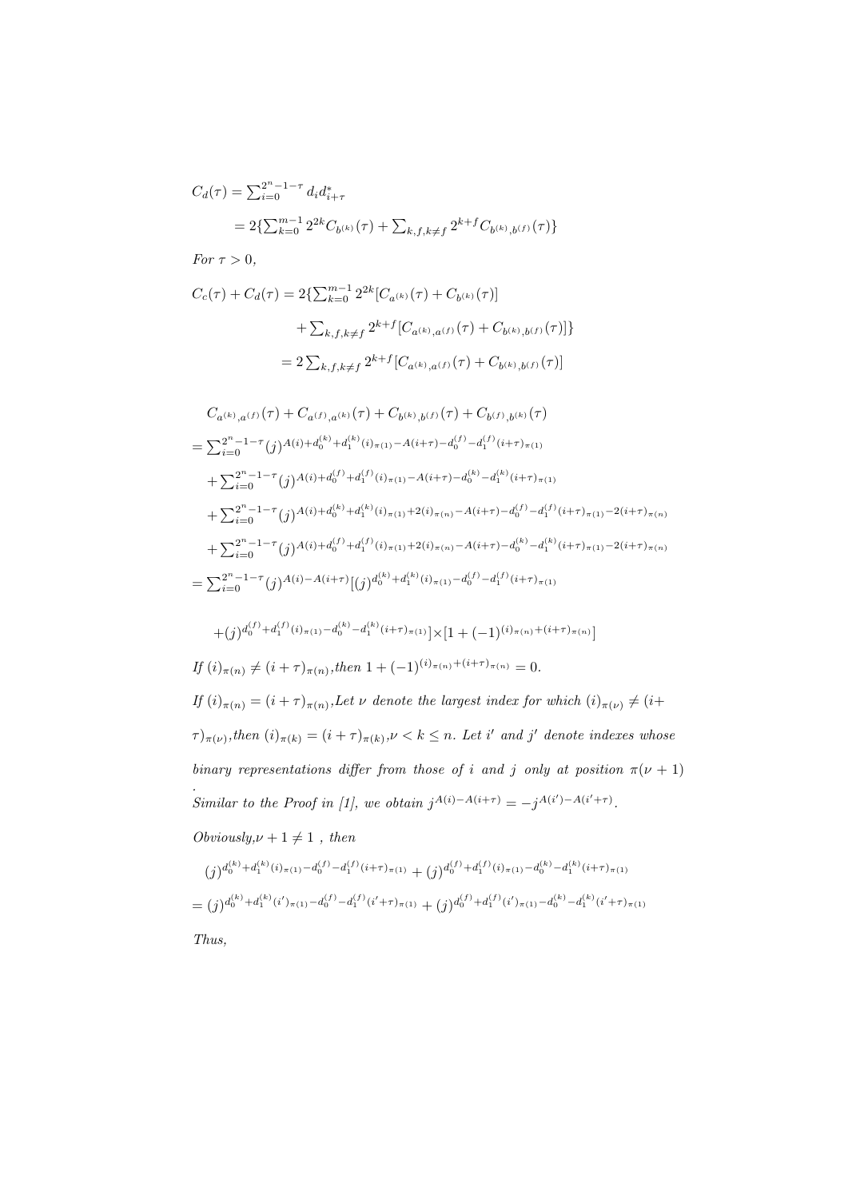$$C_d(\tau) = \sum_{i=0}^{2^n-1-\tau} d_i d_{i+\tau}^*$$

$$= 2\{\sum_{k=0}^{m-1} 2^{2k} C_{b^{(k)}}(\tau) + \sum_{k,f,k\neq f} 2^{k+f} C_{b^{(k)},b^{(f)}}(\tau)\}$$

*For* $\tau > 0$,

$$C_c(\tau) + C_d(\tau) = 2\{\sum_{k=0}^{m-1} 2^{2k}[C_{a^{(k)}}(\tau) + C_{b^{(k)}}(\tau)]$$

$$+ \sum_{k,f,k\neq f} 2^{k+f}[C_{a^{(k)},a^{(f)}}(\tau) + C_{b^{(k)},b^{(f)}}(\tau)]\}$$

$$= 2\sum_{k,f,k\neq f} 2^{k+f}[C_{a^{(k)},a^{(f)}}(\tau) + C_{b^{(k)},b^{(f)}}(\tau)]$$

$$C_{a^{(k)},a^{(f)}}(\tau) + C_{a^{(f)},a^{(k)}}(\tau) + C_{b^{(k)},b^{(f)}}(\tau) + C_{b^{(f)},b^{(k)}}(\tau)$$

$$= \sum_{i=0}^{2^n-1-\tau} (j)^{A(i)+d_0^{(k)}+d_1^{(k)}(i)_{\pi(1)}-A(i+\tau)-d_0^{(f)}-d_1^{(f)}(i+\tau)_{\pi(1)}}$$

$$+ \sum_{i=0}^{2^n-1-\tau} (j)^{A(i)+d_0^{(f)}+d_1^{(f)}(i)_{\pi(1)}-A(i+\tau)-d_0^{(k)}-d_1^{(k)}(i+\tau)_{\pi(1)}}$$

$$+ \sum_{i=0}^{2^n-1-\tau} (j)^{A(i)+d_0^{(k)}+d_1^{(k)}(i)_{\pi(1)}+2(i)_{\pi(n)}-A(i+\tau)-d_0^{(f)}-d_1^{(f)}(i+\tau)_{\pi(1)}-2(i+\tau)_{\pi(n)}}$$

$$+ \sum_{i=0}^{2^n-1-\tau} (j)^{A(i)+d_0^{(f)}+d_1^{(f)}(i)_{\pi(1)}+2(i)_{\pi(n)}-A(i+\tau)-d_0^{(k)}-d_1^{(k)}(i+\tau)_{\pi(1)}-2(i+\tau)_{\pi(n)}}$$

$$= \sum_{i=0}^{2^n-1-\tau} (j)^{A(i)-A(i+\tau)}[(j)^{d_0^{(k)}+d_1^{(k)}(i)_{\pi(1)}-d_0^{(f)}-d_1^{(f)}(i+\tau)_{\pi(1)}}$$

$$+ (j)^{d_0^{(f)}+d_1^{(f)}(i)_{\pi(1)}-d_0^{(k)}-d_1^{(k)}(i+\tau)_{\pi(1)}}] \times [1 + (-1)^{(i)_{\pi(n)}+(i+\tau)_{\pi(n)}}]$$

*If* $(i)_{\pi(n)} \neq (i+\tau)_{\pi(n)}$, *then* $1 + (-1)^{(i)_{\pi(n)}+(i+\tau)_{\pi(n)}} = 0$.

*If* $(i)_{\pi(n)} = (i+\tau)_{\pi(n)}$, *Let* $\nu$ *denote the largest index for which* $(i)_{\pi(\nu)} \neq (i+\tau)_{\pi(\nu)}$, *then* $(i)_{\pi(k)} = (i+\tau)_{\pi(k)}, \nu < k \leq n$. *Let* $i'$ *and* $j'$ *denote indexes whose binary representations differ from those of* $i$ *and* $j$ *only at position* $\pi(\nu+1)$.

*Similar to the Proof in [1], we obtain* $j^{A(i)-A(i+\tau)} = -j^{A(i')-A(i'+\tau)}$.

*Obviously,* $\nu + 1 \neq 1$ , *then*

$$(j)^{d_0^{(k)}+d_1^{(k)}(i)_{\pi(1)}-d_0^{(f)}-d_1^{(f)}(i+\tau)_{\pi(1)}} + (j)^{d_0^{(f)}+d_1^{(f)}(i)_{\pi(1)}-d_0^{(k)}-d_1^{(k)}(i+\tau)_{\pi(1)}}$$

$$= (j)^{d_0^{(k)}+d_1^{(k)}(i')_{\pi(1)}-d_0^{(f)}-d_1^{(f)}(i'+\tau)_{\pi(1)}} + (j)^{d_0^{(f)}+d_1^{(f)}(i')_{\pi(1)}-d_0^{(k)}-d_1^{(k)}(i'+\tau)_{\pi(1)}}$$

*Thus,*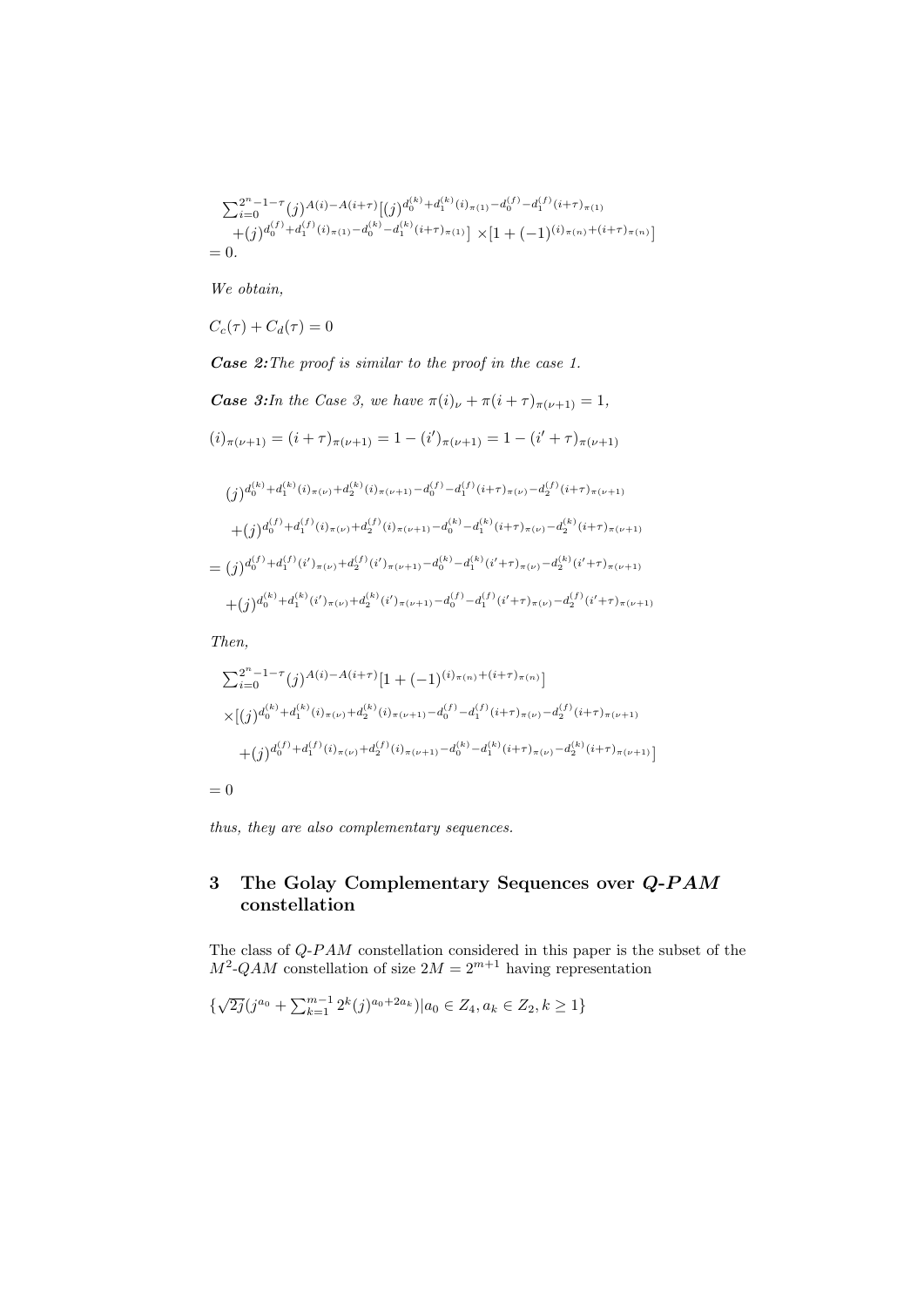$$\sum_{i=0}^{2^n-1-\tau}(j)^{A(i)-A(i+\tau)}[(j)^{d_0^{(k)}+d_1^{(k)}(i)_{\pi(1)}-d_0^{(f)}-d_1^{(f)}(i+\tau)_{\pi(1)}}$$
$$+(j)^{d_0^{(f)}+d_1^{(f)}(i)_{\pi(1)}-d_0^{(k)}-d_1^{(k)}(i+\tau)_{\pi(1)}}]\times[1+(-1)^{(i)_{\pi(n)}+(i+\tau)_{\pi(n)}}]$$
$$=0.$$

*We obtain,*

$$C_c(\tau)+C_d(\tau)=0$$

***Case 2:*** *The proof is similar to the proof in the case 1.*

***Case 3:*** *In the Case 3, we have* $\pi(i)_\nu+\pi(i+\tau)_{\pi(\nu+1)}=1$,

$$(i)_{\pi(\nu+1)}=(i+\tau)_{\pi(\nu+1)}=1-(i')_{\pi(\nu+1)}=1-(i'+\tau)_{\pi(\nu+1)}$$

$$(j)^{d_0^{(k)}+d_1^{(k)}(i)_{\pi(\nu)}+d_2^{(k)}(i)_{\pi(\nu+1)}-d_0^{(f)}-d_1^{(f)}(i+\tau)_{\pi(\nu)}-d_2^{(f)}(i+\tau)_{\pi(\nu+1)}}$$
$$+(j)^{d_0^{(f)}+d_1^{(f)}(i)_{\pi(\nu)}+d_2^{(f)}(i)_{\pi(\nu+1)}-d_0^{(k)}-d_1^{(k)}(i+\tau)_{\pi(\nu)}-d_2^{(k)}(i+\tau)_{\pi(\nu+1)}}$$
$$=(j)^{d_0^{(f)}+d_1^{(f)}(i')_{\pi(\nu)}+d_2^{(f)}(i')_{\pi(\nu+1)}-d_0^{(k)}-d_1^{(k)}(i'+\tau)_{\pi(\nu)}-d_2^{(k)}(i'+\tau)_{\pi(\nu+1)}}$$
$$+(j)^{d_0^{(k)}+d_1^{(k)}(i')_{\pi(\nu)}+d_2^{(k)}(i')_{\pi(\nu+1)}-d_0^{(f)}-d_1^{(f)}(i'+\tau)_{\pi(\nu)}-d_2^{(f)}(i'+\tau)_{\pi(\nu+1)}}$$

*Then,*

$$\sum_{i=0}^{2^n-1-\tau}(j)^{A(i)-A(i+\tau)}[1+(-1)^{(i)_{\pi(n)}+(i+\tau)_{\pi(n)}}]$$
$$\times[(j)^{d_0^{(k)}+d_1^{(k)}(i)_{\pi(\nu)}+d_2^{(k)}(i)_{\pi(\nu+1)}-d_0^{(f)}-d_1^{(f)}(i+\tau)_{\pi(\nu)}-d_2^{(f)}(i+\tau)_{\pi(\nu+1)}}$$
$$+(j)^{d_0^{(f)}+d_1^{(f)}(i)_{\pi(\nu)}+d_2^{(f)}(i)_{\pi(\nu+1)}-d_0^{(k)}-d_1^{(k)}(i+\tau)_{\pi(\nu)}-d_2^{(k)}(i+\tau)_{\pi(\nu+1)}}]$$
$$=0$$

*thus, they are also complementary sequences.*

## 3 The Golay Complementary Sequences over *Q-PAM* constellation

The class of *Q-PAM* constellation considered in this paper is the subset of the $M^2$-*QAM* constellation of size $2M=2^{m+1}$ having representation

$$\{\sqrt{2j}(j^{a_0}+\sum_{k=1}^{m-1}2^k(j)^{a_0+2a_k})|a_0\in Z_4, a_k\in Z_2, k\geq 1\}$$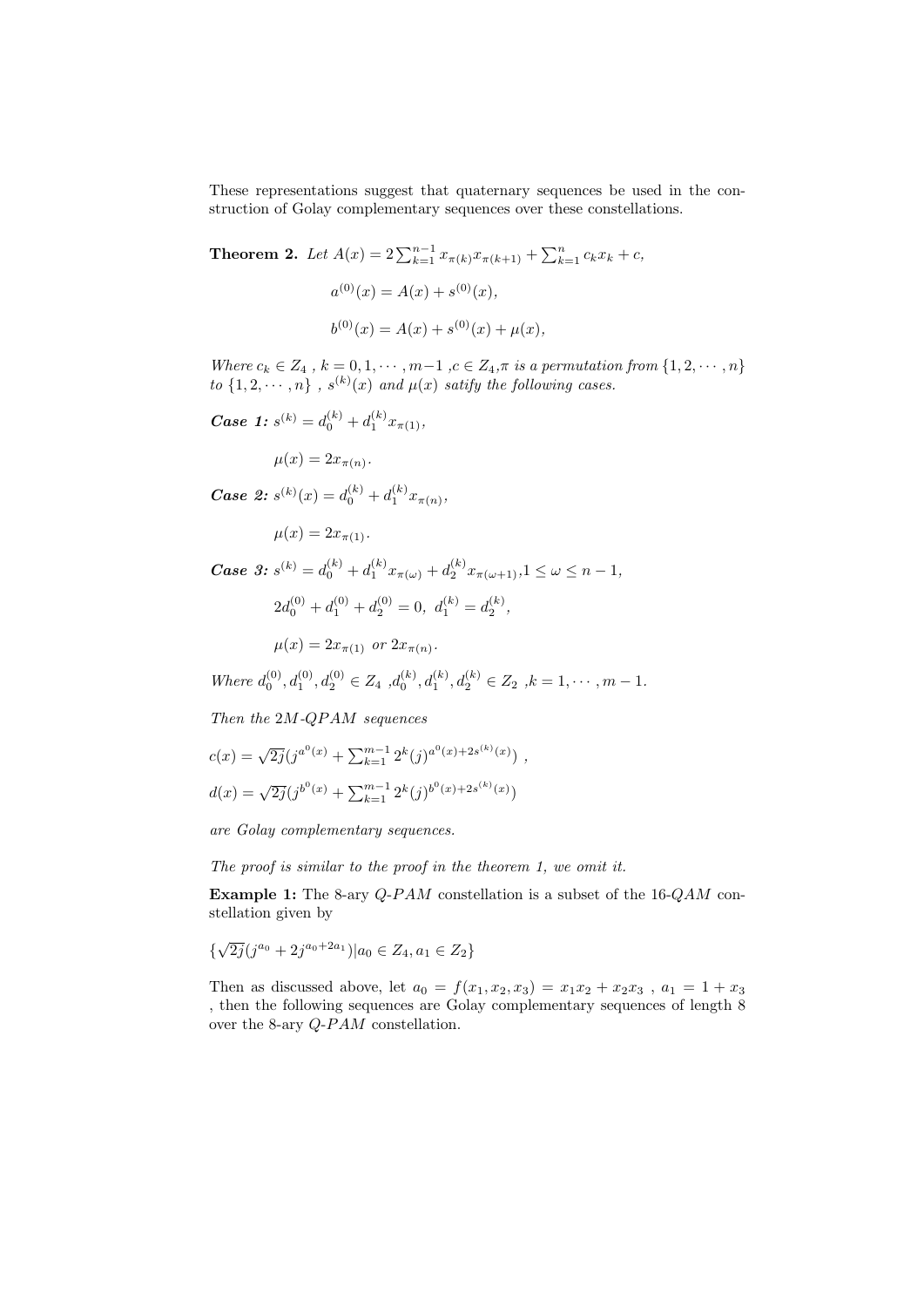These representations suggest that quaternary sequences be used in the construction of Golay complementary sequences over these constellations.

**Theorem 2.** *Let* $A(x) = 2\sum_{k=1}^{n-1} x_{\pi(k)}x_{\pi(k+1)} + \sum_{k=1}^{n} c_k x_k + c$,

$$a^{(0)}(x) = A(x) + s^{(0)}(x),$$

$$b^{(0)}(x) = A(x) + s^{(0)}(x) + \mu(x),$$

*Where* $c_k \in Z_4$ , $k = 0, 1, \cdots, m-1$ ,$c \in Z_4$,$\pi$ *is a permutation from* $\{1, 2, \cdots, n\}$ *to* $\{1, 2, \cdots, n\}$ , $s^{(k)}(x)$ *and* $\mu(x)$ *satify the following cases.*

***Case 1:*** $s^{(k)} = d_0^{(k)} + d_1^{(k)} x_{\pi(1)}$,

$$\mu(x) = 2x_{\pi(n)}.$$

***Case 2:*** $s^{(k)}(x) = d_0^{(k)} + d_1^{(k)} x_{\pi(n)}$,

$$\mu(x) = 2x_{\pi(1)}.$$

***Case 3:*** $s^{(k)} = d_0^{(k)} + d_1^{(k)} x_{\pi(\omega)} + d_2^{(k)} x_{\pi(\omega+1)}$,$1 \le \omega \le n-1$,

$$2d_0^{(0)} + d_1^{(0)} + d_2^{(0)} = 0, \ d_1^{(k)} = d_2^{(k)},$$

$$\mu(x) = 2x_{\pi(1)} \ or \ 2x_{\pi(n)}.$$

*Where* $d_0^{(0)}, d_1^{(0)}, d_2^{(0)} \in Z_4$ ,$d_0^{(k)}, d_1^{(k)}, d_2^{(k)} \in Z_2$ ,$k = 1, \cdots, m-1$.

*Then the 2M-QPAM sequences*

$c(x) = \sqrt{2j}(j^{a^0(x)} + \sum_{k=1}^{m-1} 2^k (j)^{a^0(x)+2s^{(k)}(x)})$ ,

$d(x) = \sqrt{2j}(j^{b^0(x)} + \sum_{k=1}^{m-1} 2^k (j)^{b^0(x)+2s^{(k)}(x)})$

*are Golay complementary sequences.*

*The proof is similar to the proof in the theorem 1, we omit it.*

**Example 1:** The 8-ary *Q-PAM* constellation is a subset of the 16-*QAM* constellation given by

$\{\sqrt{2j}(j^{a_0} + 2j^{a_0+2a_1}) | a_0 \in Z_4, a_1 \in Z_2\}$

Then as discussed above, let $a_0 = f(x_1, x_2, x_3) = x_1x_2 + x_2x_3$ , $a_1 = 1 + x_3$ , then the following sequences are Golay complementary sequences of length 8 over the 8-ary *Q-PAM* constellation.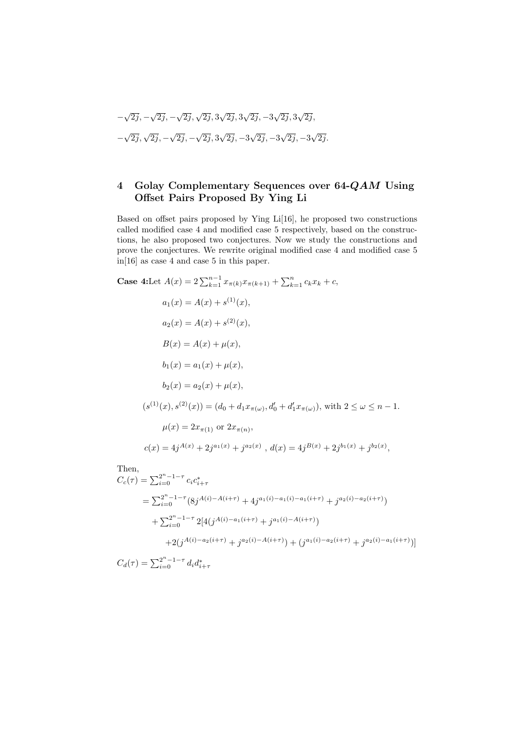$-\sqrt{2j}, -\sqrt{2j}, -\sqrt{2j}, \sqrt{2j}, 3\sqrt{2j}, 3\sqrt{2j}, -3\sqrt{2j}, 3\sqrt{2j},$

$-\sqrt{2j}, \sqrt{2j}, -\sqrt{2j}, -\sqrt{2j}, 3\sqrt{2j}, -3\sqrt{2j}, -3\sqrt{2j}, -3\sqrt{2j}.$

# 4 Golay Complementary Sequences over 64-$QAM$ Using Offset Pairs Proposed By Ying Li

Based on offset pairs proposed by Ying Li[16], he proposed two constructions called modified case 4 and modified case 5 respectively, based on the constructions, he also proposed two conjectures. Now we study the constructions and prove the conjectures. We rewrite original modified case 4 and modified case 5 in[16] as case 4 and case 5 in this paper.

**Case 4:**Let $A(x) = 2\sum_{k=1}^{n-1} x_{\pi(k)}x_{\pi(k+1)} + \sum_{k=1}^{n} c_k x_k + c$,

$$a_1(x) = A(x) + s^{(1)}(x),$$

$$a_2(x) = A(x) + s^{(2)}(x),$$

$$B(x) = A(x) + \mu(x),$$

$$b_1(x) = a_1(x) + \mu(x),$$

$$b_2(x) = a_2(x) + \mu(x),$$

$$(s^{(1)}(x), s^{(2)}(x)) = (d_0 + d_1 x_{\pi(\omega)}, d'_0 + d'_1 x_{\pi(\omega)}), \text{ with } 2 \leq \omega \leq n-1.$$

$$\mu(x) = 2x_{\pi(1)} \text{ or } 2x_{\pi(n)},$$

$$c(x) = 4j^{A(x)} + 2j^{a_1(x)} + j^{a_2(x)} \text{ , } d(x) = 4j^{B(x)} + 2j^{b_1(x)} + j^{b_2(x)},$$

Then,

$$\begin{aligned}
C_c(\tau) &= \sum_{i=0}^{2^n-1-\tau} c_i c_{i+\tau}^* \\
&= \sum_{i=0}^{2^n-1-\tau} (8j^{A(i)-A(i+\tau)} + 4j^{a_1(i)-a_1(i+\tau)} + j^{a_2(i)-a_2(i+\tau)}) \\
&\quad + \sum_{i=0}^{2^n-1-\tau} 2[4(j^{A(i)-a_1(i+\tau)} + j^{a_1(i)-A(i+\tau)}) \\
&\qquad +2(j^{A(i)-a_2(i+\tau)} + j^{a_2(i)-A(i+\tau)}) + (j^{a_1(i)-a_2(i+\tau)} + j^{a_2(i)-a_1(i+\tau)})]
\end{aligned}$$

$$C_d(\tau) = \sum_{i=0}^{2^n-1-\tau} d_i d_{i+\tau}^*$$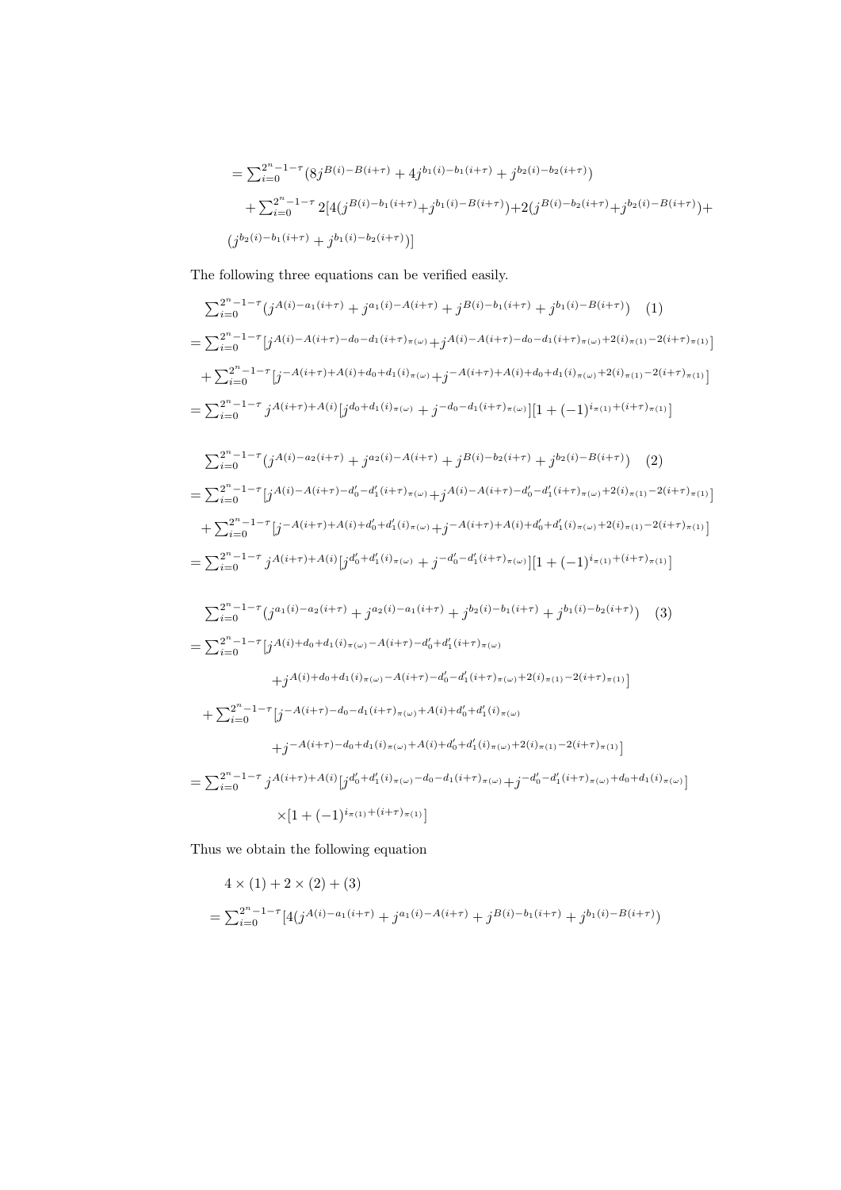$$= \sum_{i=0}^{2^n-1-\tau}(8j^{B(i)-B(i+\tau)} + 4j^{b_1(i)-b_1(i+\tau)} + j^{b_2(i)-b_2(i+\tau)})$$

$$+ \sum_{i=0}^{2^n-1-\tau} 2[4(j^{B(i)-b_1(i+\tau)}+j^{b_1(i)-B(i+\tau)})+2(j^{B(i)-b_2(i+\tau)}+j^{b_2(i)-B(i+\tau)})+$$

$$(j^{b_2(i)-b_1(i+\tau)} + j^{b_1(i)-b_2(i+\tau)})]$$

The following three equations can be verified easily.

$$\sum_{i=0}^{2^n-1-\tau}(j^{A(i)-a_1(i+\tau)} + j^{a_1(i)-A(i+\tau)} + j^{B(i)-b_1(i+\tau)} + j^{b_1(i)-B(i+\tau)}) \quad (1)$$

$$= \sum_{i=0}^{2^n-1-\tau}[j^{A(i)-A(i+\tau)-d_0-d_1(i+\tau)_{\pi(\omega)}}+j^{A(i)-A(i+\tau)-d_0-d_1(i+\tau)_{\pi(\omega)}+2(i)_{\pi(1)}-2(i+\tau)_{\pi(1)}}]$$

$$+ \sum_{i=0}^{2^n-1-\tau}[j^{-A(i+\tau)+A(i)+d_0+d_1(i)_{\pi(\omega)}}+j^{-A(i+\tau)+A(i)+d_0+d_1(i)_{\pi(\omega)}+2(i)_{\pi(1)}-2(i+\tau)_{\pi(1)}}]$$

$$= \sum_{i=0}^{2^n-1-\tau} j^{A(i+\tau)+A(i)}[j^{d_0+d_1(i)_{\pi(\omega)}} + j^{-d_0-d_1(i+\tau)_{\pi(\omega)}}][1 + (-1)^{i_{\pi(1)}+(i+\tau)_{\pi(1)}}]$$

$$\sum_{i=0}^{2^n-1-\tau}(j^{A(i)-a_2(i+\tau)} + j^{a_2(i)-A(i+\tau)} + j^{B(i)-b_2(i+\tau)} + j^{b_2(i)-B(i+\tau)}) \quad (2)$$

$$= \sum_{i=0}^{2^n-1-\tau}[j^{A(i)-A(i+\tau)-d'_0-d'_1(i+\tau)_{\pi(\omega)}}+j^{A(i)-A(i+\tau)-d'_0-d'_1(i+\tau)_{\pi(\omega)}+2(i)_{\pi(1)}-2(i+\tau)_{\pi(1)}}]$$

$$+ \sum_{i=0}^{2^n-1-\tau}[j^{-A(i+\tau)+A(i)+d'_0+d'_1(i)_{\pi(\omega)}}+j^{-A(i+\tau)+A(i)+d'_0+d'_1(i)_{\pi(\omega)}+2(i)_{\pi(1)}-2(i+\tau)_{\pi(1)}}]$$

$$= \sum_{i=0}^{2^n-1-\tau} j^{A(i+\tau)+A(i)}[j^{d'_0+d'_1(i)_{\pi(\omega)}} + j^{-d'_0-d'_1(i+\tau)_{\pi(\omega)}}][1 + (-1)^{i_{\pi(1)}+(i+\tau)_{\pi(1)}}]$$

$$\sum_{i=0}^{2^n-1-\tau}(j^{a_1(i)-a_2(i+\tau)} + j^{a_2(i)-a_1(i+\tau)} + j^{b_2(i)-b_1(i+\tau)} + j^{b_1(i)-b_2(i+\tau)}) \quad (3)$$

$$= \sum_{i=0}^{2^n-1-\tau}[j^{A(i)+d_0+d_1(i)_{\pi(\omega)}-A(i+\tau)-d'_0+d'_1(i+\tau)_{\pi(\omega)}}$$

$$+j^{A(i)+d_0+d_1(i)_{\pi(\omega)}-A(i+\tau)-d'_0-d'_1(i+\tau)_{\pi(\omega)}+2(i)_{\pi(1)}-2(i+\tau)_{\pi(1)}}]$$

$$+ \sum_{i=0}^{2^n-1-\tau}[j^{-A(i+\tau)-d_0-d_1(i+\tau)_{\pi(\omega)}+A(i)+d'_0+d'_1(i)_{\pi(\omega)}}$$

$$+j^{-A(i+\tau)-d_0+d_1(i)_{\pi(\omega)}+A(i)+d'_0+d'_1(i)_{\pi(\omega)}+2(i)_{\pi(1)}-2(i+\tau)_{\pi(1)}}]$$

$$= \sum_{i=0}^{2^n-1-\tau} j^{A(i+\tau)+A(i)}[j^{d'_0+d'_1(i)_{\pi(\omega)}-d_0-d_1(i+\tau)_{\pi(\omega)}}+j^{-d'_0-d'_1(i+\tau)_{\pi(\omega)}+d_0+d_1(i)_{\pi(\omega)}}]$$

$$\times[1 + (-1)^{i_{\pi(1)}+(i+\tau)_{\pi(1)}}]$$

Thus we obtain the following equation

$$4 \times (1) + 2 \times (2) + (3)$$

$$= \sum_{i=0}^{2^n-1-\tau}[4(j^{A(i)-a_1(i+\tau)} + j^{a_1(i)-A(i+\tau)} + j^{B(i)-b_1(i+\tau)} + j^{b_1(i)-B(i+\tau)})$$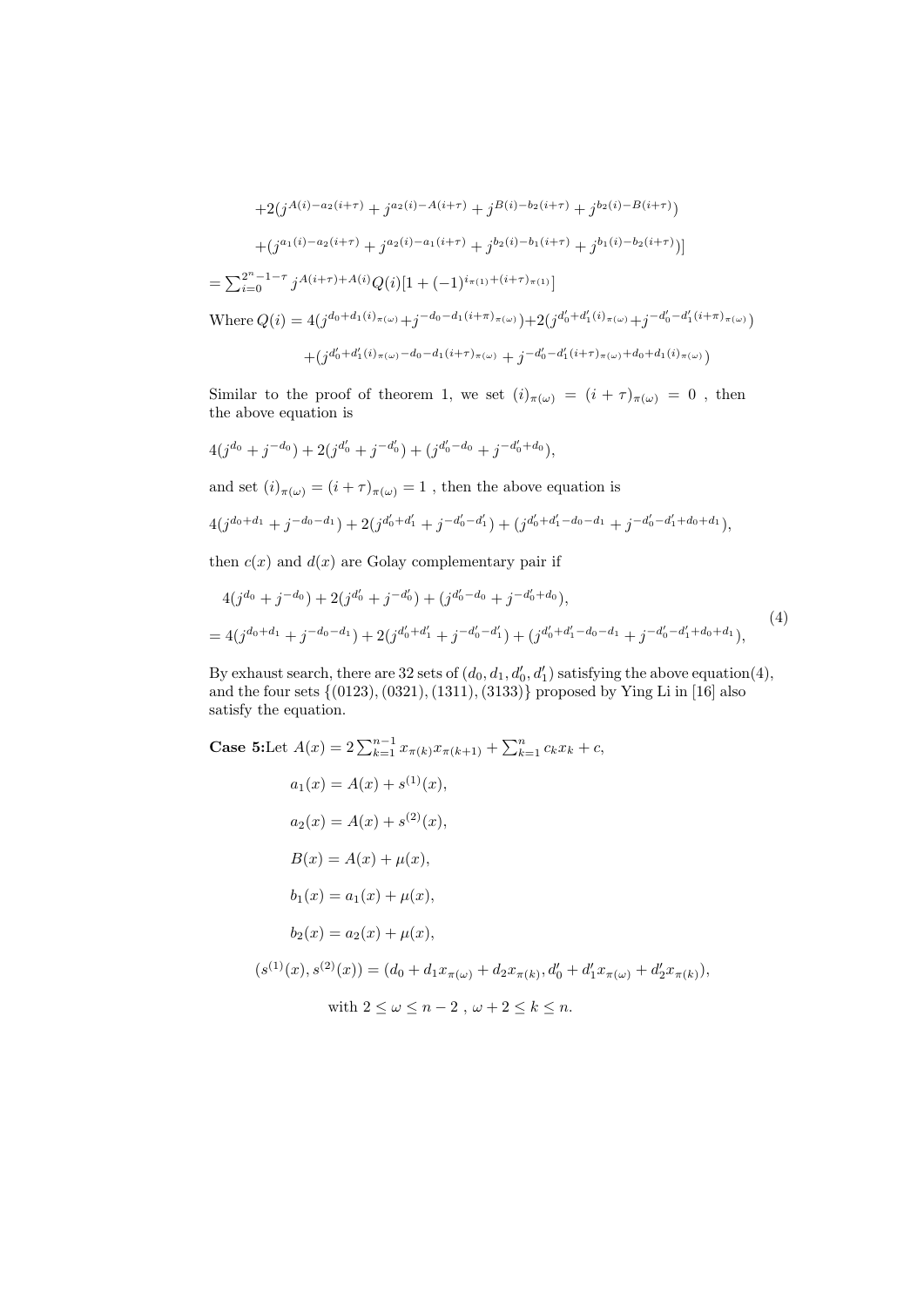$$+2(j^{A(i)-a_2(i+\tau)}+j^{a_2(i)-A(i+\tau)}+j^{B(i)-b_2(i+\tau)}+j^{b_2(i)-B(i+\tau)})$$

$$+(j^{a_1(i)-a_2(i+\tau)}+j^{a_2(i)-a_1(i+\tau)}+j^{b_2(i)-b_1(i+\tau)}+j^{b_1(i)-b_2(i+\tau)})]$$

$$=\sum_{i=0}^{2^n-1-\tau} j^{A(i+\tau)+A(i)}Q(i)[1+(-1)^{i_{\pi(1)}+(i+\tau)_{\pi(1)}}]$$

Where $Q(i)=4(j^{d_0+d_1(i)_{\pi(\omega)}}+j^{-d_0-d_1(i+\pi)_{\pi(\omega)}})+2(j^{d'_0+d'_1(i)_{\pi(\omega)}}+j^{-d'_0-d'_1(i+\pi)_{\pi(\omega)}})$

$$+(j^{d'_0+d'_1(i)_{\pi(\omega)}-d_0-d_1(i+\tau)_{\pi(\omega)}}+j^{-d'_0-d'_1(i+\tau)_{\pi(\omega)}+d_0+d_1(i)_{\pi(\omega)}})$$

Similar to the proof of theorem 1, we set $(i)_{\pi(\omega)}=(i+\tau)_{\pi(\omega)}=0$ , then the above equation is

$$4(j^{d_0}+j^{-d_0})+2(j^{d'_0}+j^{-d'_0})+(j^{d'_0-d_0}+j^{-d'_0+d_0}),$$

and set $(i)_{\pi(\omega)}=(i+\tau)_{\pi(\omega)}=1$ , then the above equation is

$$4(j^{d_0+d_1}+j^{-d_0-d_1})+2(j^{d'_0+d'_1}+j^{-d'_0-d'_1})+(j^{d'_0+d'_1-d_0-d_1}+j^{-d'_0-d'_1+d_0+d_1}),$$

then $c(x)$ and $d(x)$ are Golay complementary pair if

$$\begin{aligned}&4(j^{d_0}+j^{-d_0})+2(j^{d'_0}+j^{-d'_0})+(j^{d'_0-d_0}+j^{-d'_0+d_0}),\\&=4(j^{d_0+d_1}+j^{-d_0-d_1})+2(j^{d'_0+d'_1}+j^{-d'_0-d'_1})+(j^{d'_0+d'_1-d_0-d_1}+j^{-d'_0-d'_1+d_0+d_1}),\end{aligned}\tag{4}$$

By exhaust search, there are 32 sets of $(d_0,d_1,d'_0,d'_1)$ satisfying the above equation(4), and the four sets $\{(0123),(0321),(1311),(3133)\}$ proposed by Ying Li in [16] also satisfy the equation.

**Case 5:** Let $A(x)=2\sum_{k=1}^{n-1}x_{\pi(k)}x_{\pi(k+1)}+\sum_{k=1}^{n}c_kx_k+c$,

$$a_1(x)=A(x)+s^{(1)}(x),$$

$$a_2(x)=A(x)+s^{(2)}(x),$$

$$B(x)=A(x)+\mu(x),$$

$$b_1(x)=a_1(x)+\mu(x),$$

$$b_2(x)=a_2(x)+\mu(x),$$

$$(s^{(1)}(x),s^{(2)}(x))=(d_0+d_1x_{\pi(\omega)}+d_2x_{\pi(k)},d'_0+d'_1x_{\pi(\omega)}+d'_2x_{\pi(k)}),$$

with $2\leq\omega\leq n-2$ , $\omega+2\leq k\leq n$.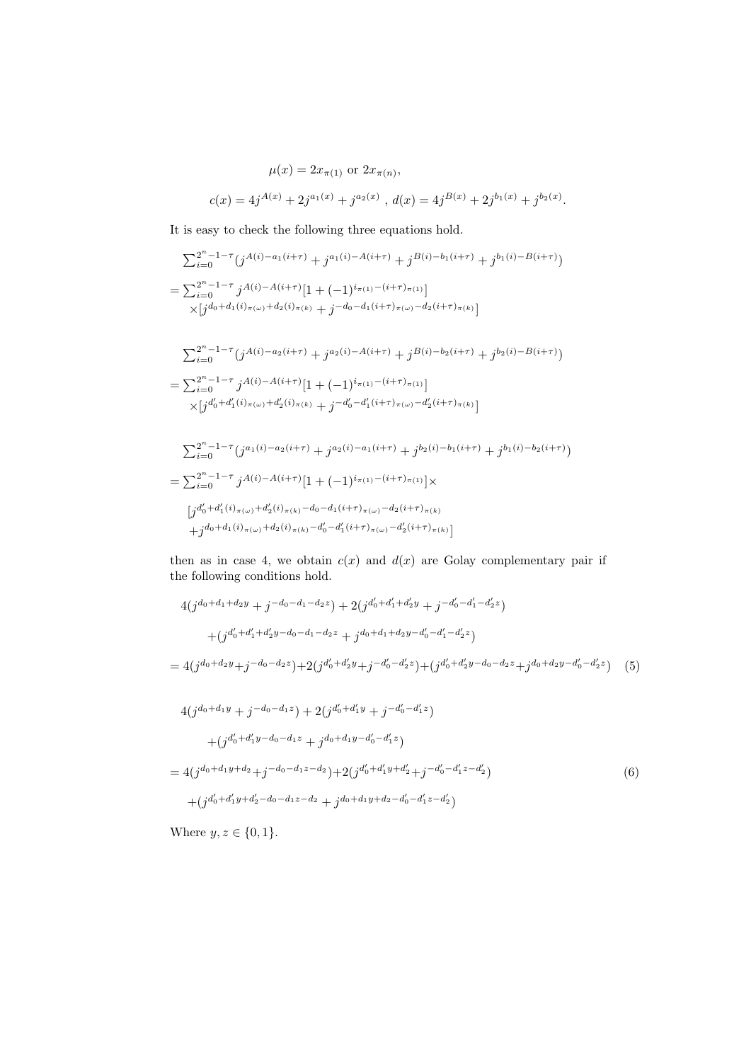$$\mu(x) = 2x_{\pi(1)} \text{ or } 2x_{\pi(n)},$$

$$c(x) = 4j^{A(x)} + 2j^{a_1(x)} + j^{a_2(x)}\ ,\ d(x) = 4j^{B(x)} + 2j^{b_1(x)} + j^{b_2(x)}.$$

It is easy to check the following three equations hold.

$$\begin{aligned}
&\sum_{i=0}^{2^n-1-\tau}(j^{A(i)-a_1(i+\tau)} + j^{a_1(i)-A(i+\tau)} + j^{B(i)-b_1(i+\tau)} + j^{b_1(i)-B(i+\tau)})\\
&= \sum_{i=0}^{2^n-1-\tau} j^{A(i)-A(i+\tau)}[1 + (-1)^{i_{\pi(1)}-(i+\tau)_{\pi(1)}}]\\
&\quad \times[j^{d_0+d_1(i)_{\pi(\omega)}+d_2(i)_{\pi(k)}} + j^{-d_0-d_1(i+\tau)_{\pi(\omega)}-d_2(i+\tau)_{\pi(k)}}]
\end{aligned}$$

$$\begin{aligned}
&\sum_{i=0}^{2^n-1-\tau}(j^{A(i)-a_2(i+\tau)} + j^{a_2(i)-A(i+\tau)} + j^{B(i)-b_2(i+\tau)} + j^{b_2(i)-B(i+\tau)})\\
&= \sum_{i=0}^{2^n-1-\tau} j^{A(i)-A(i+\tau)}[1 + (-1)^{i_{\pi(1)}-(i+\tau)_{\pi(1)}}]\\
&\quad \times[j^{d'_0+d'_1(i)_{\pi(\omega)}+d'_2(i)_{\pi(k)}} + j^{-d'_0-d'_1(i+\tau)_{\pi(\omega)}-d'_2(i+\tau)_{\pi(k)}}]
\end{aligned}$$

$$\begin{aligned}
&\sum_{i=0}^{2^n-1-\tau}(j^{a_1(i)-a_2(i+\tau)} + j^{a_2(i)-a_1(i+\tau)} + j^{b_2(i)-b_1(i+\tau)} + j^{b_1(i)-b_2(i+\tau)})\\
&= \sum_{i=0}^{2^n-1-\tau} j^{A(i)-A(i+\tau)}[1 + (-1)^{i_{\pi(1)}-(i+\tau)_{\pi(1)}}]\times\\
&\quad [j^{d'_0+d'_1(i)_{\pi(\omega)}+d'_2(i)_{\pi(k)}-d_0-d_1(i+\tau)_{\pi(\omega)}-d_2(i+\tau)_{\pi(k)}}\\
&\quad + j^{d_0+d_1(i)_{\pi(\omega)}+d_2(i)_{\pi(k)}-d'_0-d'_1(i+\tau)_{\pi(\omega)}-d'_2(i+\tau)_{\pi(k)}}]
\end{aligned}$$

then as in case 4, we obtain $c(x)$ and $d(x)$ are Golay complementary pair if the following conditions hold.

$$\begin{aligned}
&4(j^{d_0+d_1+d_2y} + j^{-d_0-d_1-d_2z}) + 2(j^{d'_0+d'_1+d'_2y} + j^{-d'_0-d'_1-d'_2z})\\
&\qquad +(j^{d'_0+d'_1+d'_2y-d_0-d_1-d_2z} + j^{d_0+d_1+d_2y-d'_0-d'_1-d'_2z})\\
&= 4(j^{d_0+d_2y}+j^{-d_0-d_2z})+2(j^{d'_0+d'_2y}+j^{-d'_0-d'_2z})+(j^{d'_0+d'_2y-d_0-d_2z}+j^{d_0+d_2y-d'_0-d'_2z}) \qquad (5)
\end{aligned}$$

$$\begin{aligned}
&4(j^{d_0+d_1y} + j^{-d_0-d_1z}) + 2(j^{d'_0+d'_1y} + j^{-d'_0-d'_1z})\\
&\qquad +(j^{d'_0+d'_1y-d_0-d_1z} + j^{d_0+d_1y-d'_0-d'_1z})\\
&= 4(j^{d_0+d_1y+d_2}+j^{-d_0-d_1z-d_2})+2(j^{d'_0+d'_1y+d'_2}+j^{-d'_0-d'_1z-d'_2}) \qquad (6)\\
&\quad +(j^{d'_0+d'_1y+d'_2-d_0-d_1z-d_2} + j^{d_0+d_1y+d_2-d'_0-d'_1z-d'_2})
\end{aligned}$$

Where $y, z \in \{0, 1\}$.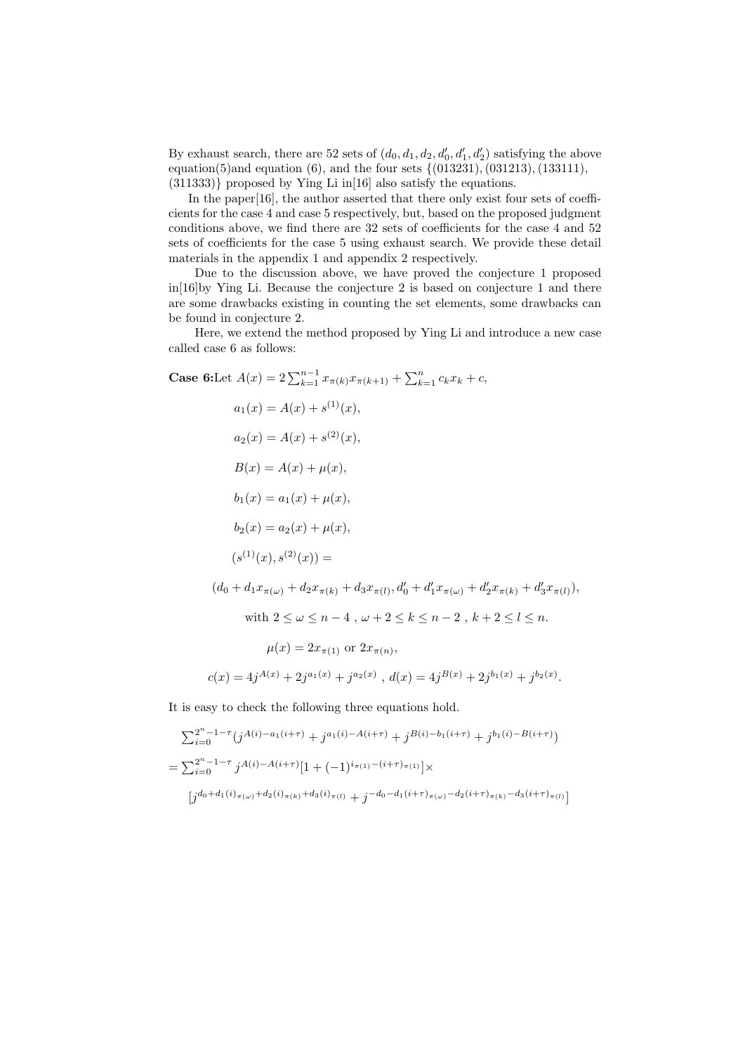By exhaust search, there are 52 sets of $(d_0, d_1, d_2, d_0', d_1', d_2')$ satisfying the above equation(5)and equation (6), and the four sets $\{(013231), (031213), (133111), (311333)\}$ proposed by Ying Li in[16] also satisfy the equations.

In the paper[16], the author asserted that there only exist four sets of coefficients for the case 4 and case 5 respectively, but, based on the proposed judgment conditions above, we find there are 32 sets of coefficients for the case 4 and 52 sets of coefficients for the case 5 using exhaust search. We provide these detail materials in the appendix 1 and appendix 2 respectively.

Due to the discussion above, we have proved the conjecture 1 proposed in[16]by Ying Li. Because the conjecture 2 is based on conjecture 1 and there are some drawbacks existing in counting the set elements, some drawbacks can be found in conjecture 2.

Here, we extend the method proposed by Ying Li and introduce a new case called case 6 as follows:

**Case 6:**Let $A(x) = 2\sum_{k=1}^{n-1} x_{\pi(k)}x_{\pi(k+1)} + \sum_{k=1}^{n} c_k x_k + c$,

$$a_1(x) = A(x) + s^{(1)}(x),$$

$$a_2(x) = A(x) + s^{(2)}(x),$$

$$B(x) = A(x) + \mu(x),$$

$$b_1(x) = a_1(x) + \mu(x),$$

$$b_2(x) = a_2(x) + \mu(x),$$

$$(s^{(1)}(x), s^{(2)}(x)) =$$

$$(d_0 + d_1 x_{\pi(\omega)} + d_2 x_{\pi(k)} + d_3 x_{\pi(l)}, d_0' + d_1' x_{\pi(\omega)} + d_2' x_{\pi(k)} + d_3' x_{\pi(l)}),$$

$$\text{with } 2 \le \omega \le n-4\ ,\ \omega + 2 \le k \le n-2\ ,\ k+2 \le l \le n.$$

$$\mu(x) = 2x_{\pi(1)} \text{ or } 2x_{\pi(n)},$$

$$c(x) = 4j^{A(x)} + 2j^{a_1(x)} + j^{a_2(x)}\ ,\ d(x) = 4j^{B(x)} + 2j^{b_1(x)} + j^{b_2(x)}.$$

It is easy to check the following three equations hold.

$$\sum_{i=0}^{2^n-1-\tau}(j^{A(i)-a_1(i+\tau)} + j^{a_1(i)-A(i+\tau)} + j^{B(i)-b_1(i+\tau)} + j^{b_1(i)-B(i+\tau)})$$

$$= \sum_{i=0}^{2^n-1-\tau} j^{A(i)-A(i+\tau)}[1 + (-1)^{i_{\pi(1)}-(i+\tau)_{\pi(1)}}]\times$$

$$[j^{d_0+d_1(i)_{\pi(\omega)}+d_2(i)_{\pi(k)}+d_3(i)_{\pi(l)}} + j^{-d_0-d_1(i+\tau)_{\pi(\omega)}-d_2(i+\tau)_{\pi(k)}-d_3(i+\tau)_{\pi(l)}}]$$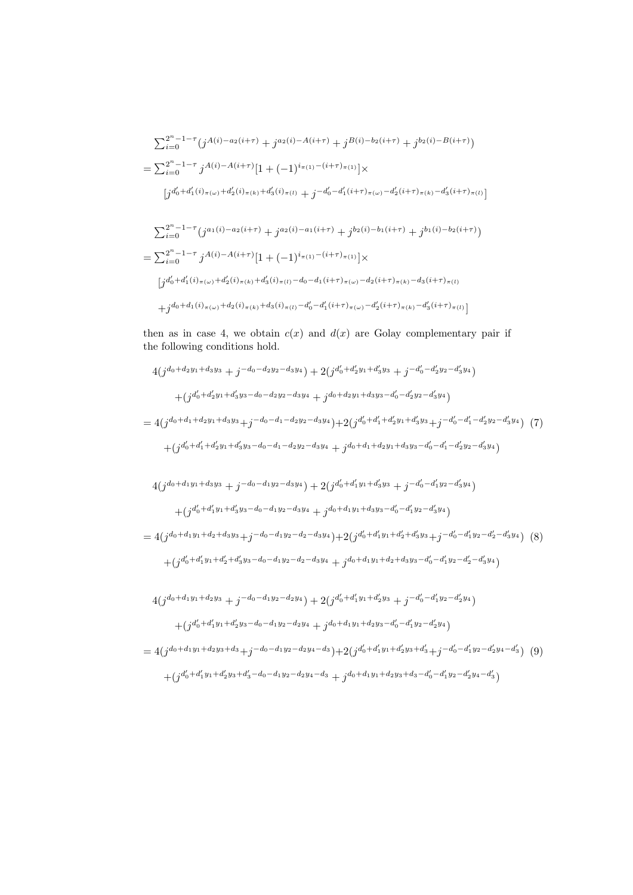$$\sum_{i=0}^{2^n-1-\tau}(j^{A(i)-a_2(i+\tau)}+j^{a_2(i)-A(i+\tau)}+j^{B(i)-b_2(i+\tau)}+j^{b_2(i)-B(i+\tau)})$$

$$=\sum_{i=0}^{2^n-1-\tau}j^{A(i)-A(i+\tau)}[1+(-1)^{i_{\pi(1)}-(i+\tau)_{\pi(1)}}]\times$$

$$\left[j^{d'_0+d'_1(i)_{\pi(\omega)}+d'_2(i)_{\pi(k)}+d'_3(i)_{\pi(l)}}+j^{-d'_0-d'_1(i+\tau)_{\pi(\omega)}-d'_2(i+\tau)_{\pi(k)}-d'_3(i+\tau)_{\pi(l)}}\right]$$

$$\sum_{i=0}^{2^n-1-\tau}(j^{a_1(i)-a_2(i+\tau)}+j^{a_2(i)-a_1(i+\tau)}+j^{b_2(i)-b_1(i+\tau)}+j^{b_1(i)-b_2(i+\tau)})$$

$$=\sum_{i=0}^{2^n-1-\tau}j^{A(i)-A(i+\tau)}[1+(-1)^{i_{\pi(1)}-(i+\tau)_{\pi(1)}}]\times$$

$$\left[j^{d'_0+d'_1(i)_{\pi(\omega)}+d'_2(i)_{\pi(k)}+d'_3(i)_{\pi(l)}-d_0-d_1(i+\tau)_{\pi(\omega)}-d_2(i+\tau)_{\pi(k)}-d_3(i+\tau)_{\pi(l)}}\right.$$

$$\left.+j^{d_0+d_1(i)_{\pi(\omega)}+d_2(i)_{\pi(k)}+d_3(i)_{\pi(l)}-d'_0-d'_1(i+\tau)_{\pi(\omega)}-d'_2(i+\tau)_{\pi(k)}-d'_3(i+\tau)_{\pi(l)}}\right]$$

then as in case 4, we obtain $c(x)$ and $d(x)$ are Golay complementary pair if the following conditions hold.

$$\begin{aligned}
&4(j^{d_0+d_2y_1+d_3y_3}+j^{-d_0-d_2y_2-d_3y_4})+2(j^{d'_0+d'_2y_1+d'_3y_3}+j^{-d'_0-d'_2y_2-d'_3y_4})\\
&\qquad+(j^{d'_0+d'_2y_1+d'_3y_3-d_0-d_2y_2-d_3y_4}+j^{d_0+d_2y_1+d_3y_3-d'_0-d'_2y_2-d'_3y_4})\\
&=4(j^{d_0+d_1+d_2y_1+d_3y_3}+j^{-d_0-d_1-d_2y_2-d_3y_4})+2(j^{d'_0+d'_1+d'_2y_1+d'_3y_3}+j^{-d'_0-d'_1-d'_2y_2-d'_3y_4})\\
&\qquad+(j^{d'_0+d'_1+d'_2y_1+d'_3y_3-d_0-d_1-d_2y_2-d_3y_4}+j^{d_0+d_1+d_2y_1+d_3y_3-d'_0-d'_1-d'_2y_2-d'_3y_4})
\end{aligned}\tag{7}$$

$$\begin{aligned}
&4(j^{d_0+d_1y_1+d_3y_3}+j^{-d_0-d_1y_2-d_3y_4})+2(j^{d'_0+d'_1y_1+d'_3y_3}+j^{-d'_0-d'_1y_2-d'_3y_4})\\
&\qquad+(j^{d'_0+d'_1y_1+d'_3y_3-d_0-d_1y_2-d_3y_4}+j^{d_0+d_1y_1+d_3y_3-d'_0-d'_1y_2-d'_3y_4})\\
&=4(j^{d_0+d_1y_1+d_2+d_3y_3}+j^{-d_0-d_1y_2-d_2-d_3y_4})+2(j^{d'_0+d'_1y_1+d'_2+d'_3y_3}+j^{-d'_0-d'_1y_2-d'_2-d'_3y_4})\\
&\qquad+(j^{d'_0+d'_1y_1+d'_2+d'_3y_3-d_0-d_1y_2-d_2-d_3y_4}+j^{d_0+d_1y_1+d_2+d_3y_3-d'_0-d'_1y_2-d'_2-d'_3y_4})
\end{aligned}\tag{8}$$

$$\begin{aligned}
&4(j^{d_0+d_1y_1+d_2y_3}+j^{-d_0-d_1y_2-d_2y_4})+2(j^{d'_0+d'_1y_1+d'_2y_3}+j^{-d'_0-d'_1y_2-d'_2y_4})\\
&\qquad+(j^{d'_0+d'_1y_1+d'_2y_3-d_0-d_1y_2-d_2y_4}+j^{d_0+d_1y_1+d_2y_3-d'_0-d'_1y_2-d'_2y_4})\\
&=4(j^{d_0+d_1y_1+d_2y_3+d_3}+j^{-d_0-d_1y_2-d_2y_4-d_3})+2(j^{d'_0+d'_1y_1+d'_2y_3+d'_3}+j^{-d'_0-d'_1y_2-d'_2y_4-d'_3})\\
&\qquad+(j^{d'_0+d'_1y_1+d'_2y_3+d'_3-d_0-d_1y_2-d_2y_4-d_3}+j^{d_0+d_1y_1+d_2y_3+d_3-d'_0-d'_1y_2-d'_2y_4-d'_3})
\end{aligned}\tag{9}$$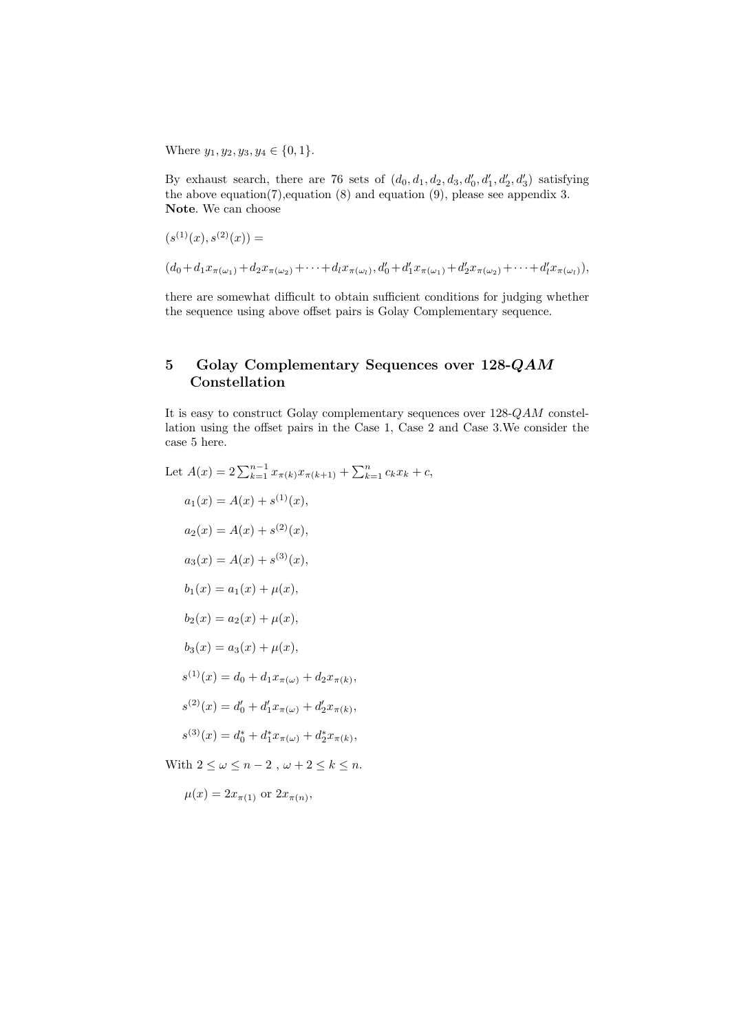Where $y_1, y_2, y_3, y_4 \in \{0, 1\}$.

By exhaust search, there are 76 sets of $(d_0, d_1, d_2, d_3, d_0', d_1', d_2', d_3')$ satisfying the above equation(7),equation (8) and equation (9), please see appendix 3.
**Note**. We can choose

$(s^{(1)}(x), s^{(2)}(x)) =$

$(d_0 + d_1 x_{\pi(\omega_1)} + d_2 x_{\pi(\omega_2)} + \cdots + d_l x_{\pi(\omega_l)}, d_0' + d_1' x_{\pi(\omega_1)} + d_2' x_{\pi(\omega_2)} + \cdots + d_l' x_{\pi(\omega_l)}),$

there are somewhat difficult to obtain sufficient conditions for judging whether the sequence using above offset pairs is Golay Complementary sequence.

## 5 Golay Complementary Sequences over 128-*QAM* Constellation

It is easy to construct Golay complementary sequences over 128-$QAM$ constellation using the offset pairs in the Case 1, Case 2 and Case 3.We consider the case 5 here.

Let $A(x) = 2\sum_{k=1}^{n-1} x_{\pi(k)} x_{\pi(k+1)} + \sum_{k=1}^{n} c_k x_k + c,$

$$a_1(x) = A(x) + s^{(1)}(x),$$

$$a_2(x) = A(x) + s^{(2)}(x),$$

$$a_3(x) = A(x) + s^{(3)}(x),$$

$$b_1(x) = a_1(x) + \mu(x),$$

$$b_2(x) = a_2(x) + \mu(x),$$

$$b_3(x) = a_3(x) + \mu(x),$$

$$s^{(1)}(x) = d_0 + d_1 x_{\pi(\omega)} + d_2 x_{\pi(k)},$$

$$s^{(2)}(x) = d_0' + d_1' x_{\pi(\omega)} + d_2' x_{\pi(k)},$$

$$s^{(3)}(x) = d_0^* + d_1^* x_{\pi(\omega)} + d_2^* x_{\pi(k)},$$

With $2 \le \omega \le n-2$ , $\omega + 2 \le k \le n$.

$$\mu(x) = 2x_{\pi(1)} \text{ or } 2x_{\pi(n)},$$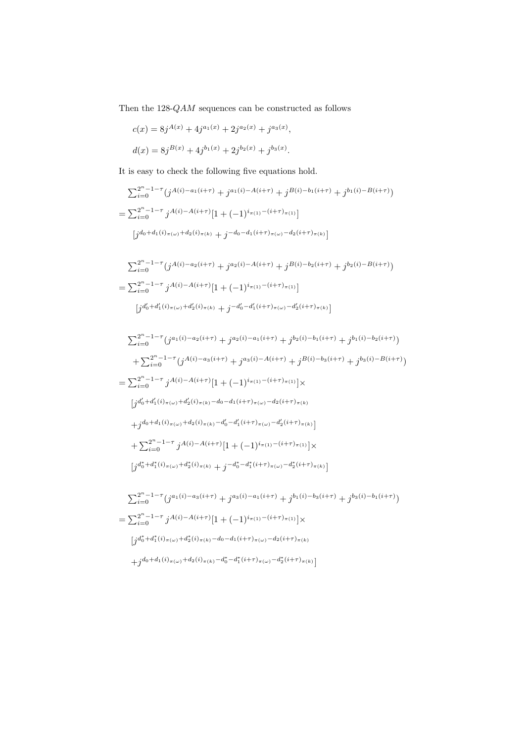Then the 128-$QAM$ sequences can be constructed as follows

$$c(x) = 8j^{A(x)} + 4j^{a_1(x)} + 2j^{a_2(x)} + j^{a_3(x)},$$

$$d(x) = 8j^{B(x)} + 4j^{b_1(x)} + 2j^{b_2(x)} + j^{b_3(x)}.$$

It is easy to check the following five equations hold.

$$\begin{aligned}
&\sum_{i=0}^{2^n-1-\tau}(j^{A(i)-a_1(i+\tau)} + j^{a_1(i)-A(i+\tau)} + j^{B(i)-b_1(i+\tau)} + j^{b_1(i)-B(i+\tau)}) \\
&= \sum_{i=0}^{2^n-1-\tau} j^{A(i)-A(i+\tau)}[1 + (-1)^{i_{\pi(1)}-(i+\tau)_{\pi(1)}}] \\
&\quad [j^{d_0+d_1(i)_{\pi(\omega)}+d_2(i)_{\pi(k)}} + j^{-d_0-d_1(i+\tau)_{\pi(\omega)}-d_2(i+\tau)_{\pi(k)}}]
\end{aligned}$$

$$\begin{aligned}
&\sum_{i=0}^{2^n-1-\tau}(j^{A(i)-a_2(i+\tau)} + j^{a_2(i)-A(i+\tau)} + j^{B(i)-b_2(i+\tau)} + j^{b_2(i)-B(i+\tau)}) \\
&= \sum_{i=0}^{2^n-1-\tau} j^{A(i)-A(i+\tau)}[1 + (-1)^{i_{\pi(1)}-(i+\tau)_{\pi(1)}}] \\
&\quad [j^{d_0'+d_1'(i)_{\pi(\omega)}+d_2'(i)_{\pi(k)}} + j^{-d_0'-d_1'(i+\tau)_{\pi(\omega)}-d_2'(i+\tau)_{\pi(k)}}]
\end{aligned}$$

$$\begin{aligned}
&\sum_{i=0}^{2^n-1-\tau}(j^{a_1(i)-a_2(i+\tau)} + j^{a_2(i)-a_1(i+\tau)} + j^{b_2(i)-b_1(i+\tau)} + j^{b_1(i)-b_2(i+\tau)}) \\
&\quad + \sum_{i=0}^{2^n-1-\tau}(j^{A(i)-a_3(i+\tau)} + j^{a_3(i)-A(i+\tau)} + j^{B(i)-b_3(i+\tau)} + j^{b_3(i)-B(i+\tau)}) \\
&= \sum_{i=0}^{2^n-1-\tau} j^{A(i)-A(i+\tau)}[1 + (-1)^{i_{\pi(1)}-(i+\tau)_{\pi(1)}}]\times \\
&\quad [j^{d_0'+d_1'(i)_{\pi(\omega)}+d_2'(i)_{\pi(k)}-d_0-d_1(i+\tau)_{\pi(\omega)}-d_2(i+\tau)_{\pi(k)}} \\
&\quad + j^{d_0+d_1(i)_{\pi(\omega)}+d_2(i)_{\pi(k)}-d_0'-d_1'(i+\tau)_{\pi(\omega)}-d_2'(i+\tau)_{\pi(k)}}] \\
&\quad + \sum_{i=0}^{2^n-1-\tau} j^{A(i)-A(i+\tau)}[1 + (-1)^{i_{\pi(1)}-(i+\tau)_{\pi(1)}}]\times \\
&\quad [j^{d_0^*+d_1^*(i)_{\pi(\omega)}+d_2^*(i)_{\pi(k)}} + j^{-d_0^*-d_1^*(i+\tau)_{\pi(\omega)}-d_2^*(i+\tau)_{\pi(k)}}]
\end{aligned}$$

$$\begin{aligned}
&\sum_{i=0}^{2^n-1-\tau}(j^{a_1(i)-a_3(i+\tau)} + j^{a_3(i)-a_1(i+\tau)} + j^{b_1(i)-b_3(i+\tau)} + j^{b_3(i)-b_1(i+\tau)}) \\
&= \sum_{i=0}^{2^n-1-\tau} j^{A(i)-A(i+\tau)}[1 + (-1)^{i_{\pi(1)}-(i+\tau)_{\pi(1)}}]\times \\
&\quad [j^{d_0^*+d_1^*(i)_{\pi(\omega)}+d_2^*(i)_{\pi(k)}-d_0-d_1(i+\tau)_{\pi(\omega)}-d_2(i+\tau)_{\pi(k)}} \\
&\quad + j^{d_0+d_1(i)_{\pi(\omega)}+d_2(i)_{\pi(k)}-d_0^*-d_1^*(i+\tau)_{\pi(\omega)}-d_2^*(i+\tau)_{\pi(k)}}]
\end{aligned}$$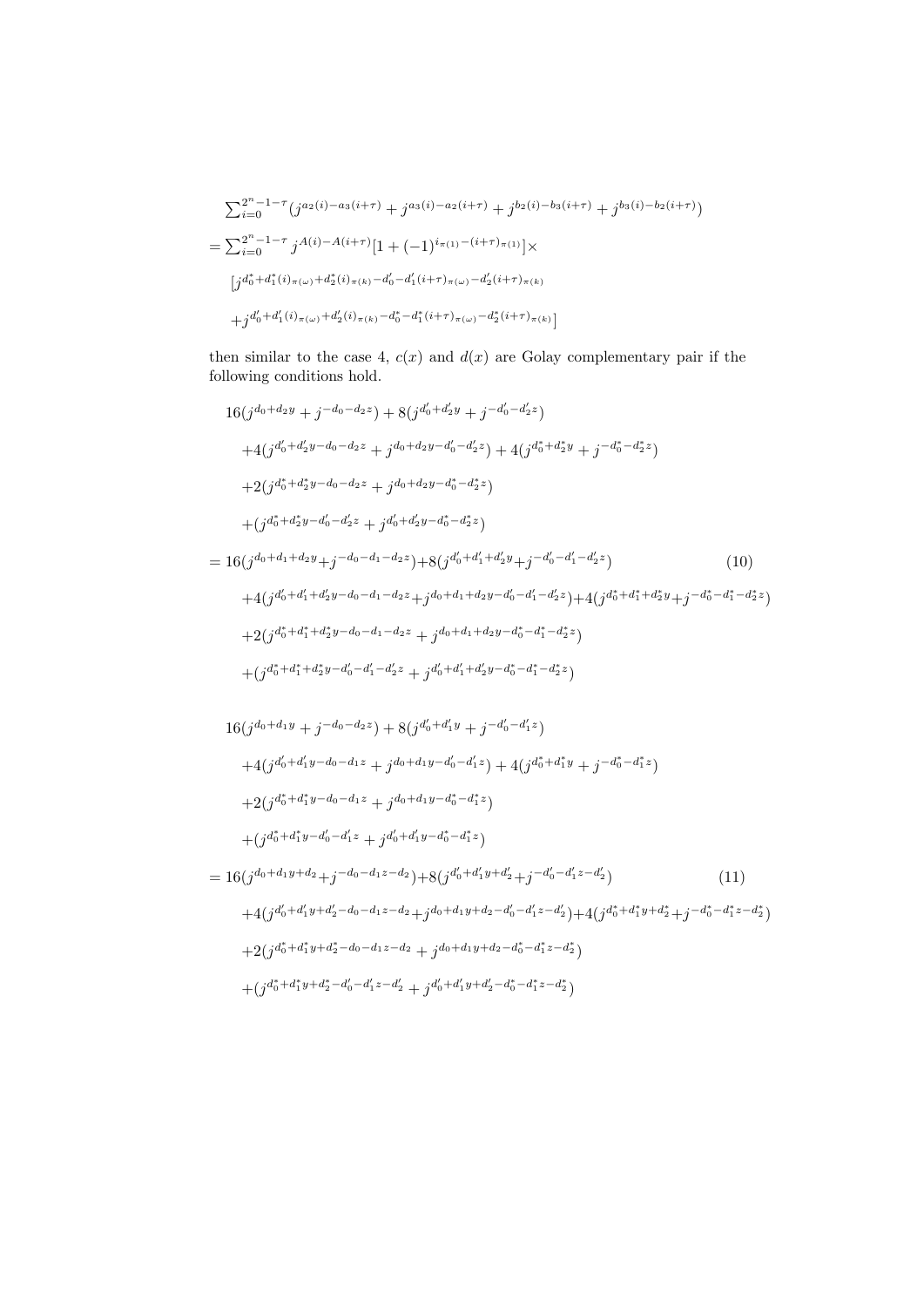$$\sum_{i=0}^{2^n-1-\tau}(j^{a_2(i)-a_3(i+\tau)}+j^{a_3(i)-a_2(i+\tau)}+j^{b_2(i)-b_3(i+\tau)}+j^{b_3(i)-b_2(i+\tau)})$$

$$=\sum_{i=0}^{2^n-1-\tau}j^{A(i)-A(i+\tau)}[1+(-1)^{i_{\pi(1)}-(i+\tau)_{\pi(1)}}]\times$$

$$[j^{d_0^*+d_1^*(i)_{\pi(\omega)}+d_2^*(i)_{\pi(k)}-d_0'-d_1'(i+\tau)_{\pi(\omega)}-d_2'(i+\tau)_{\pi(k)}}$$

$$+j^{d_0'+d_1'(i)_{\pi(\omega)}+d_2'(i)_{\pi(k)}-d_0^*-d_1^*(i+\tau)_{\pi(\omega)}-d_2^*(i+\tau)_{\pi(k)}}]$$

then similar to the case 4, $c(x)$ and $d(x)$ are Golay complementary pair if the following conditions hold.

$$\begin{aligned}
&16(j^{d_0+d_2y}+j^{-d_0-d_2z})+8(j^{d_0'+d_2'y}+j^{-d_0'-d_2'z})\\
&+4(j^{d_0'+d_2'y-d_0-d_2z}+j^{d_0+d_2y-d_0'-d_2'z})+4(j^{d_0^*+d_2^*y}+j^{-d_0^*-d_2^*z})\\
&+2(j^{d_0^*+d_2^*y-d_0-d_2z}+j^{d_0+d_2y-d_0^*-d_2^*z})\\
&+(j^{d_0^*+d_2^*y-d_0'-d_2'z}+j^{d_0'+d_2'y-d_0^*-d_2^*z})\\
=\;&16(j^{d_0+d_1+d_2y}+j^{-d_0-d_1-d_2z})+8(j^{d_0'+d_1'+d_2'y}+j^{-d_0'-d_1'-d_2'z})\\
&+4(j^{d_0'+d_1'+d_2'y-d_0-d_1-d_2z}+j^{d_0+d_1+d_2y-d_0'-d_1'-d_2'z})+4(j^{d_0^*+d_1^*+d_2^*y}+j^{-d_0^*-d_1^*-d_2^*z})\\
&+2(j^{d_0^*+d_1^*+d_2^*y-d_0-d_1-d_2z}+j^{d_0+d_1+d_2y-d_0^*-d_1^*-d_2^*z})\\
&+(j^{d_0^*+d_1^*+d_2^*y-d_0'-d_1'-d_2'z}+j^{d_0'+d_1'+d_2'y-d_0^*-d_1^*-d_2^*z})
\end{aligned}\tag{10}$$

$$\begin{aligned}
&16(j^{d_0+d_1y}+j^{-d_0-d_2z})+8(j^{d_0'+d_1'y}+j^{-d_0'-d_1'z})\\
&+4(j^{d_0'+d_1'y-d_0-d_1z}+j^{d_0+d_1y-d_0'-d_1'z})+4(j^{d_0^*+d_1^*y}+j^{-d_0^*-d_1^*z})\\
&+2(j^{d_0^*+d_1^*y-d_0-d_1z}+j^{d_0+d_1y-d_0^*-d_1^*z})\\
&+(j^{d_0^*+d_1^*y-d_0'-d_1'z}+j^{d_0'+d_1'y-d_0^*-d_1^*z})\\
=\;&16(j^{d_0+d_1y+d_2}+j^{-d_0-d_1z-d_2})+8(j^{d_0'+d_1'y+d_2'}+j^{-d_0'-d_1'z-d_2'})\\
&+4(j^{d_0'+d_1'y+d_2'-d_0-d_1z-d_2}+j^{d_0+d_1y+d_2-d_0'-d_1'z-d_2'})+4(j^{d_0^*+d_1^*y+d_2^*}+j^{-d_0^*-d_1^*z-d_2^*})\\
&+2(j^{d_0^*+d_1^*y+d_2^*-d_0-d_1z-d_2}+j^{d_0+d_1y+d_2-d_0^*-d_1^*z-d_2^*})\\
&+(j^{d_0^*+d_1^*y+d_2^*-d_0'-d_1'z-d_2'}+j^{d_0'+d_1'y+d_2'-d_0^*-d_1^*z-d_2^*})
\end{aligned}\tag{11}$$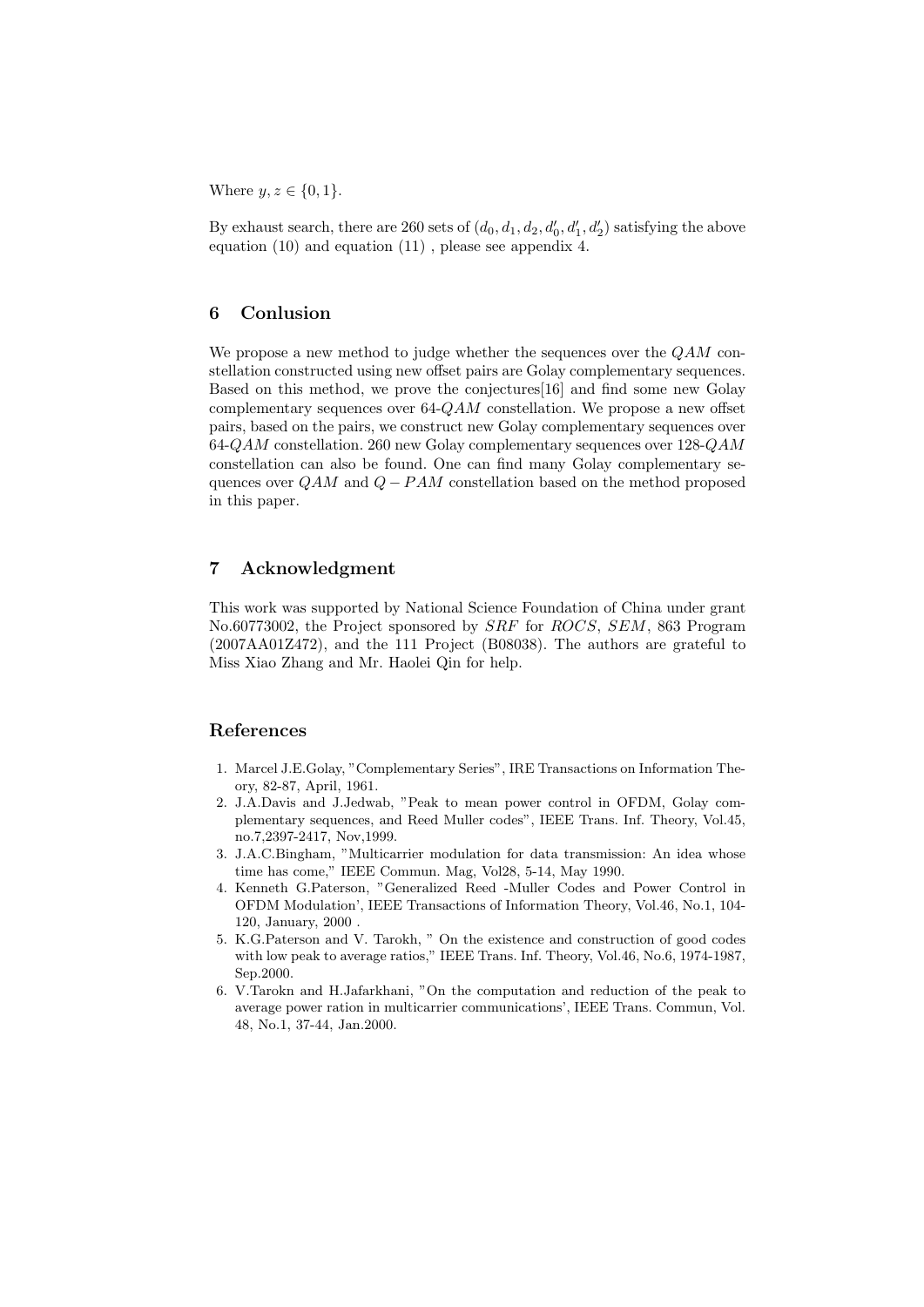Where $y, z \in \{0, 1\}$.

By exhaust search, there are 260 sets of $(d_0, d_1, d_2, d'_0, d'_1, d'_2)$ satisfying the above equation (10) and equation (11) , please see appendix 4.

## 6 Conlusion

We propose a new method to judge whether the sequences over the $QAM$ constellation constructed using new offset pairs are Golay complementary sequences. Based on this method, we prove the conjectures[16] and find some new Golay complementary sequences over 64-$QAM$ constellation. We propose a new offset pairs, based on the pairs, we construct new Golay complementary sequences over 64-$QAM$ constellation. 260 new Golay complementary sequences over 128-$QAM$ constellation can also be found. One can find many Golay complementary sequences over $QAM$ and $Q-PAM$ constellation based on the method proposed in this paper.

## 7 Acknowledgment

This work was supported by National Science Foundation of China under grant No.60773002, the Project sponsored by $SRF$ for $ROCS$, $SEM$, 863 Program (2007AA01Z472), and the 111 Project (B08038). The authors are grateful to Miss Xiao Zhang and Mr. Haolei Qin for help.

## References

1. Marcel J.E.Golay, "Complementary Series", IRE Transactions on Information Theory, 82-87, April, 1961.
2. J.A.Davis and J.Jedwab, "Peak to mean power control in OFDM, Golay complementary sequences, and Reed Muller codes", IEEE Trans. Inf. Theory, Vol.45, no.7,2397-2417, Nov,1999.
3. J.A.C.Bingham, "Multicarrier modulation for data transmission: An idea whose time has come," IEEE Commun. Mag, Vol28, 5-14, May 1990.
4. Kenneth G.Paterson, "Generalized Reed -Muller Codes and Power Control in OFDM Modulation', IEEE Transactions of Information Theory, Vol.46, No.1, 104-120, January, 2000 .
5. K.G.Paterson and V. Tarokh, " On the existence and construction of good codes with low peak to average ratios," IEEE Trans. Inf. Theory, Vol.46, No.6, 1974-1987, Sep.2000.
6. V.Tarokn and H.Jafarkhani, "On the computation and reduction of the peak to average power ration in multicarrier communications', IEEE Trans. Commun, Vol. 48, No.1, 37-44, Jan.2000.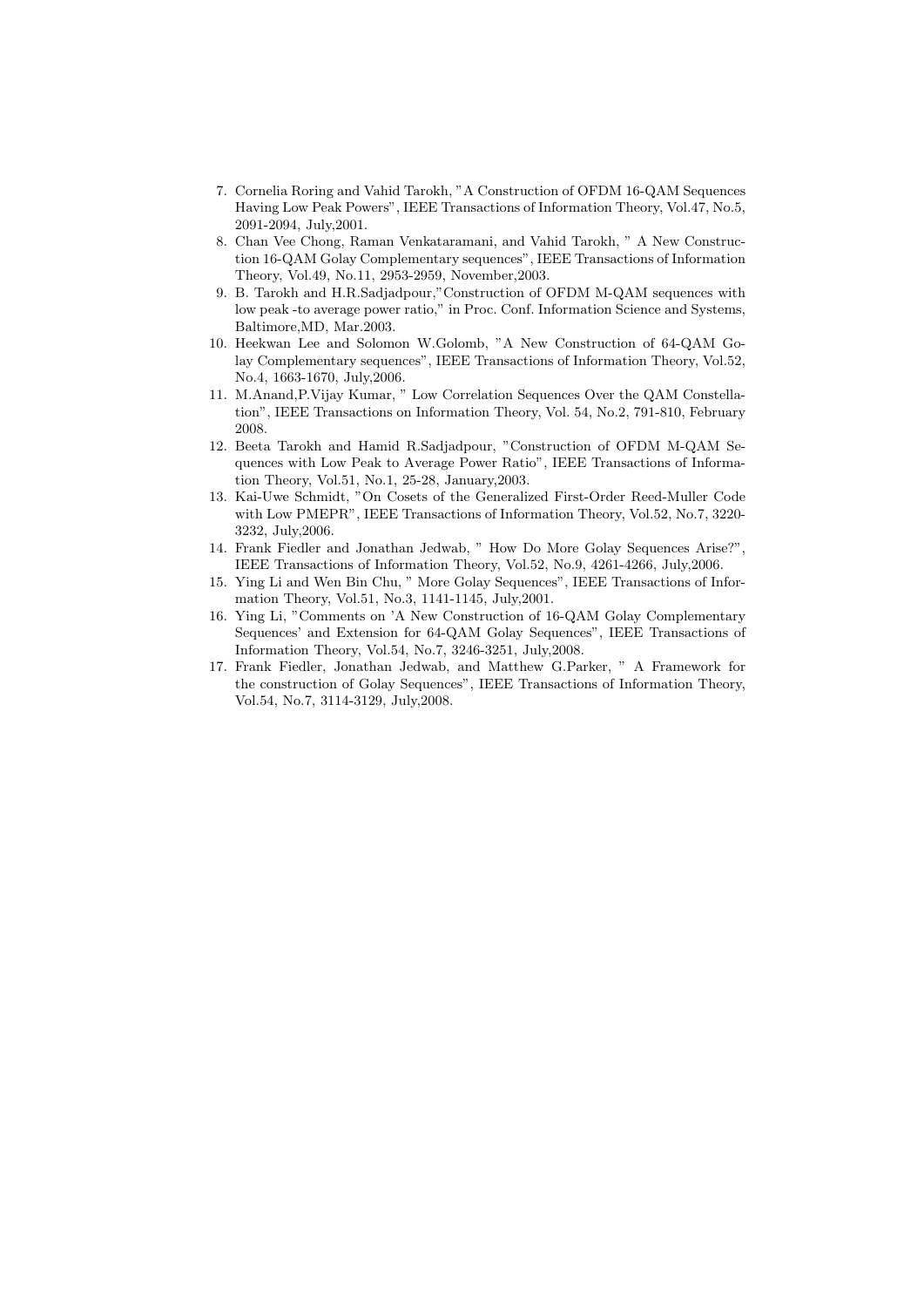7. Cornelia Roring and Vahid Tarokh, "A Construction of OFDM 16-QAM Sequences Having Low Peak Powers", IEEE Transactions of Information Theory, Vol.47, No.5, 2091-2094, July,2001.
8. Chan Vee Chong, Raman Venkataramani, and Vahid Tarokh, " A New Construction 16-QAM Golay Complementary sequences", IEEE Transactions of Information Theory, Vol.49, No.11, 2953-2959, November,2003.
9. B. Tarokh and H.R.Sadjadpour,"Construction of OFDM M-QAM sequences with low peak -to average power ratio," in Proc. Conf. Information Science and Systems, Baltimore,MD, Mar.2003.
10. Heekwan Lee and Solomon W.Golomb, "A New Construction of 64-QAM Golay Complementary sequences", IEEE Transactions of Information Theory, Vol.52, No.4, 1663-1670, July,2006.
11. M.Anand,P.Vijay Kumar, " Low Correlation Sequences Over the QAM Constellation", IEEE Transactions on Information Theory, Vol. 54, No.2, 791-810, February 2008.
12. Beeta Tarokh and Hamid R.Sadjadpour, "Construction of OFDM M-QAM Sequences with Low Peak to Average Power Ratio", IEEE Transactions of Information Theory, Vol.51, No.1, 25-28, January,2003.
13. Kai-Uwe Schmidt, "On Cosets of the Generalized First-Order Reed-Muller Code with Low PMEPR", IEEE Transactions of Information Theory, Vol.52, No.7, 3220-3232, July,2006.
14. Frank Fiedler and Jonathan Jedwab, " How Do More Golay Sequences Arise?", IEEE Transactions of Information Theory, Vol.52, No.9, 4261-4266, July,2006.
15. Ying Li and Wen Bin Chu, " More Golay Sequences", IEEE Transactions of Information Theory, Vol.51, No.3, 1141-1145, July,2001.
16. Ying Li, "Comments on 'A New Construction of 16-QAM Golay Complementary Sequences' and Extension for 64-QAM Golay Sequences", IEEE Transactions of Information Theory, Vol.54, No.7, 3246-3251, July,2008.
17. Frank Fiedler, Jonathan Jedwab, and Matthew G.Parker, " A Framework for the construction of Golay Sequences", IEEE Transactions of Information Theory, Vol.54, No.7, 3114-3129, July,2008.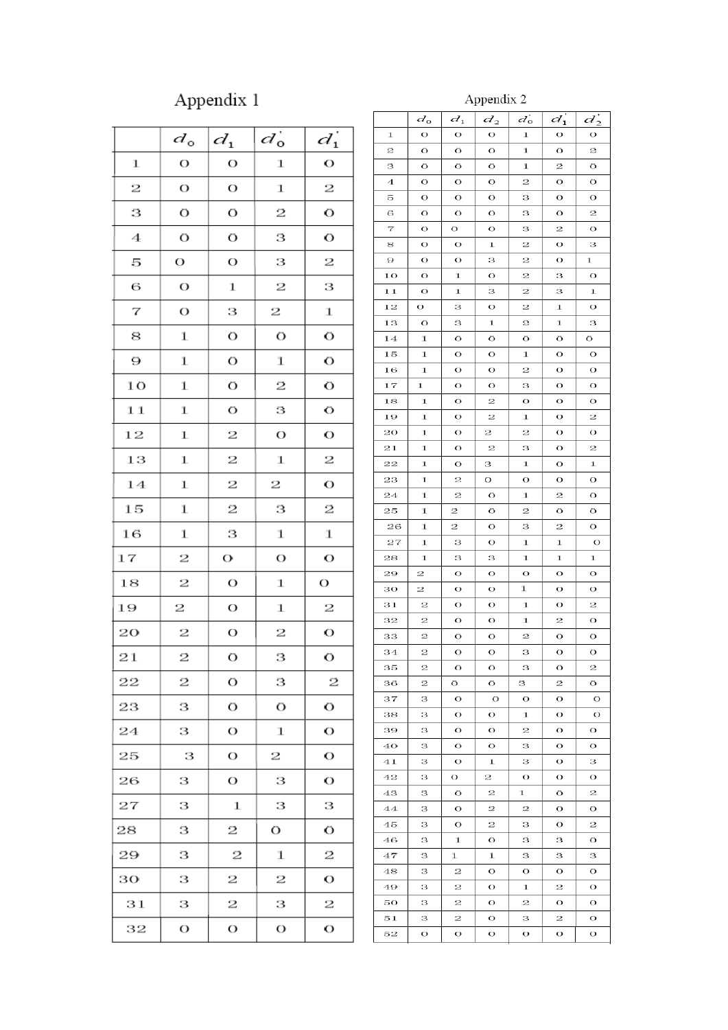## Appendix 1

| | $d_0$ | $d_1$ | $d_0'$ | $d_1'$ |
|---|---|---|---|---|
| 1 | 0 | 0 | 1 | 0 |
| 2 | 0 | 0 | 1 | 2 |
| 3 | 0 | 0 | 2 | 0 |
| 4 | 0 | 0 | 3 | 0 |
| 5 | 0 | 0 | 3 | 2 |
| 6 | 0 | 1 | 2 | 3 |
| 7 | 0 | 3 | 2 | 1 |
| 8 | 1 | 0 | 0 | 0 |
| 9 | 1 | 0 | 1 | 0 |
| 10 | 1 | 0 | 2 | 0 |
| 11 | 1 | 0 | 3 | 0 |
| 12 | 1 | 2 | 0 | 0 |
| 13 | 1 | 2 | 1 | 2 |
| 14 | 1 | 2 | 2 | 0 |
| 15 | 1 | 2 | 3 | 2 |
| 16 | 1 | 3 | 1 | 1 |
| 17 | 2 | 0 | 0 | 0 |
| 18 | 2 | 0 | 1 | 0 |
| 19 | 2 | 0 | 1 | 2 |
| 20 | 2 | 0 | 2 | 0 |
| 21 | 2 | 0 | 3 | 0 |
| 22 | 2 | 0 | 3 | 2 |
| 23 | 3 | 0 | 0 | 0 |
| 24 | 3 | 0 | 1 | 0 |
| 25 | 3 | 0 | 2 | 0 |
| 26 | 3 | 0 | 3 | 0 |
| 27 | 3 | 1 | 3 | 3 |
| 28 | 3 | 2 | 0 | 0 |
| 29 | 3 | 2 | 1 | 2 |
| 30 | 3 | 2 | 2 | 0 |
| 31 | 3 | 2 | 3 | 2 |
| 32 | 0 | 0 | 0 | 0 |

## Appendix 2

| | $d_0$ | $d_1$ | $d_2$ | $d_0'$ | $d_1'$ | $d_2'$ |
|---|---|---|---|---|---|---|
| 1 | 0 | 0 | 0 | 1 | 0 | 0 |
| 2 | 0 | 0 | 0 | 1 | 0 | 2 |
| 3 | 0 | 0 | 0 | 1 | 2 | 0 |
| 4 | 0 | 0 | 0 | 2 | 0 | 0 |
| 5 | 0 | 0 | 0 | 3 | 0 | 0 |
| 6 | 0 | 0 | 0 | 3 | 0 | 2 |
| 7 | 0 | 0 | 0 | 3 | 2 | 0 |
| 8 | 0 | 0 | 1 | 2 | 0 | 3 |
| 9 | 0 | 0 | 3 | 2 | 0 | 1 |
| 10 | 0 | 1 | 0 | 2 | 3 | 0 |
| 11 | 0 | 1 | 3 | 2 | 3 | 1 |
| 12 | 0 | 3 | 0 | 2 | 1 | 0 |
| 13 | 0 | 3 | 1 | 2 | 1 | 3 |
| 14 | 1 | 0 | 0 | 0 | 0 | 0 |
| 15 | 1 | 0 | 0 | 1 | 0 | 0 |
| 16 | 1 | 0 | 0 | 2 | 0 | 0 |
| 17 | 1 | 0 | 0 | 3 | 0 | 0 |
| 18 | 1 | 0 | 2 | 0 | 0 | 0 |
| 19 | 1 | 0 | 2 | 1 | 0 | 2 |
| 20 | 1 | 0 | 2 | 2 | 0 | 0 |
| 21 | 1 | 0 | 2 | 3 | 0 | 2 |
| 22 | 1 | 0 | 3 | 1 | 0 | 1 |
| 23 | 1 | 2 | 0 | 0 | 0 | 0 |
| 24 | 1 | 2 | 0 | 1 | 2 | 0 |
| 25 | 1 | 2 | 0 | 2 | 0 | 0 |
| 26 | 1 | 2 | 0 | 3 | 2 | 0 |
| 27 | 1 | 3 | 0 | 1 | 1 | 0 |
| 28 | 1 | 3 | 3 | 1 | 1 | 1 |
| 29 | 2 | 0 | 0 | 0 | 0 | 0 |
| 30 | 2 | 0 | 0 | 1 | 0 | 0 |
| 31 | 2 | 0 | 0 | 1 | 0 | 2 |
| 32 | 2 | 0 | 0 | 1 | 2 | 0 |
| 33 | 2 | 0 | 0 | 2 | 0 | 0 |
| 34 | 2 | 0 | 0 | 3 | 0 | 0 |
| 35 | 2 | 0 | 0 | 3 | 0 | 2 |
| 36 | 2 | 0 | 0 | 3 | 2 | 0 |
| 37 | 3 | 0 | 0 | 0 | 0 | 0 |
| 38 | 3 | 0 | 0 | 1 | 0 | 0 |
| 39 | 3 | 0 | 0 | 2 | 0 | 0 |
| 40 | 3 | 0 | 0 | 3 | 0 | 0 |
| 41 | 3 | 0 | 1 | 3 | 0 | 3 |
| 42 | 3 | 0 | 2 | 0 | 0 | 0 |
| 43 | 3 | 0 | 2 | 1 | 0 | 2 |
| 44 | 3 | 0 | 2 | 2 | 0 | 0 |
| 45 | 3 | 0 | 2 | 3 | 0 | 2 |
| 46 | 3 | 1 | 0 | 3 | 3 | 0 |
| 47 | 3 | 1 | 1 | 3 | 3 | 3 |
| 48 | 3 | 2 | 0 | 0 | 0 | 0 |
| 49 | 3 | 2 | 0 | 1 | 2 | 0 |
| 50 | 3 | 2 | 0 | 2 | 0 | 0 |
| 51 | 3 | 2 | 0 | 3 | 2 | 0 |
| 52 | 0 | 0 | 0 | 0 | 0 | 0 |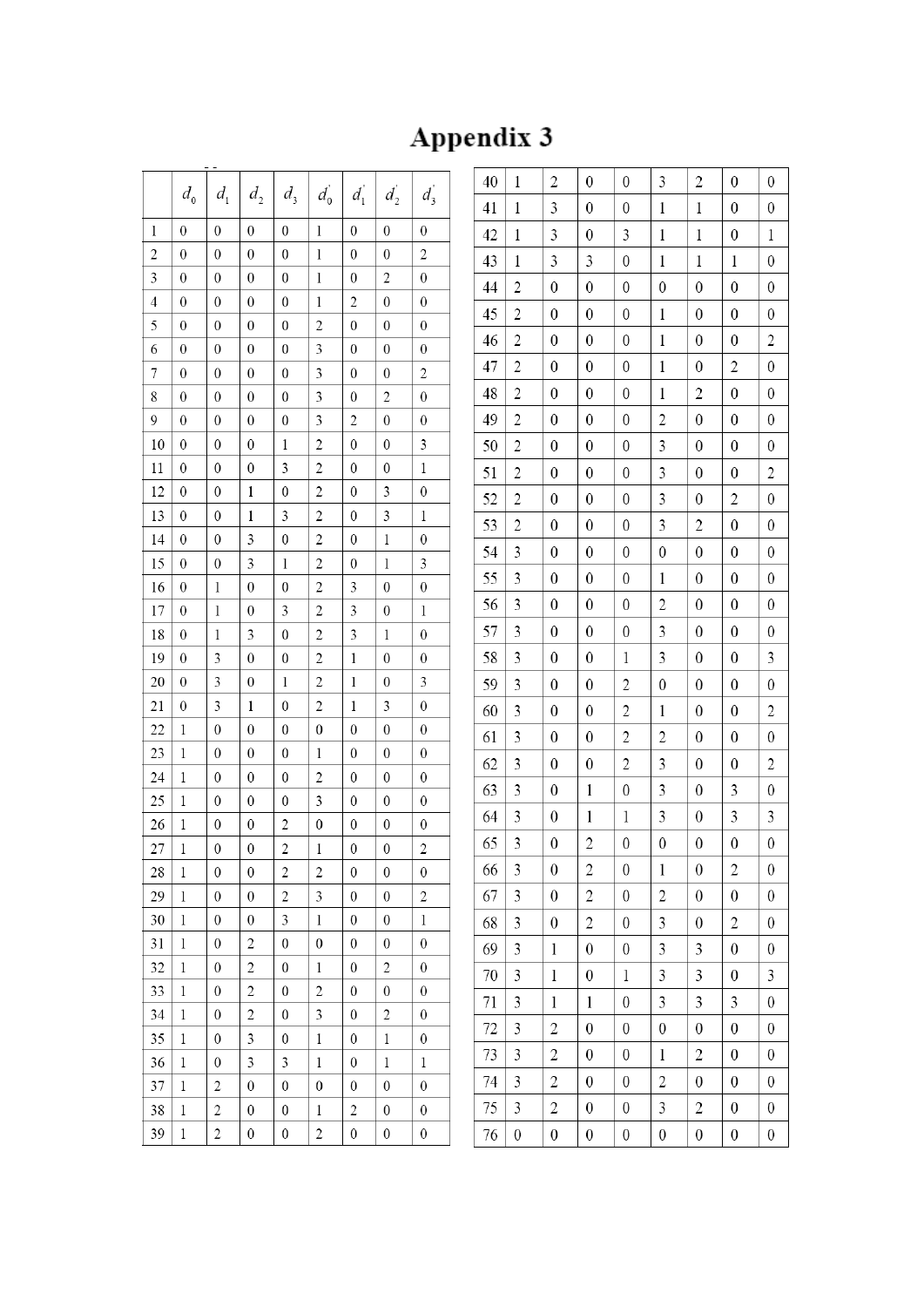# Appendix 3

| | $d_0$ | $d_1$ | $d_2$ | $d_3$ | $d_0^{'}$ | $d_1^{'}$ | $d_2^{'}$ | $d_3^{'}$ |
|---|---|---|---|---|---|---|---|---|
| 1 | 0 | 0 | 0 | 0 | 1 | 0 | 0 | 0 |
| 2 | 0 | 0 | 0 | 0 | 1 | 0 | 0 | 2 |
| 3 | 0 | 0 | 0 | 0 | 1 | 0 | 2 | 0 |
| 4 | 0 | 0 | 0 | 0 | 1 | 2 | 0 | 0 |
| 5 | 0 | 0 | 0 | 0 | 2 | 0 | 0 | 0 |
| 6 | 0 | 0 | 0 | 0 | 3 | 0 | 0 | 0 |
| 7 | 0 | 0 | 0 | 0 | 3 | 0 | 0 | 2 |
| 8 | 0 | 0 | 0 | 0 | 3 | 0 | 2 | 0 |
| 9 | 0 | 0 | 0 | 0 | 3 | 2 | 0 | 0 |
| 10 | 0 | 0 | 0 | 1 | 2 | 0 | 0 | 3 |
| 11 | 0 | 0 | 0 | 3 | 2 | 0 | 0 | 1 |
| 12 | 0 | 0 | 1 | 0 | 2 | 0 | 3 | 0 |
| 13 | 0 | 0 | 1 | 3 | 2 | 0 | 3 | 1 |
| 14 | 0 | 0 | 3 | 0 | 2 | 0 | 1 | 0 |
| 15 | 0 | 0 | 3 | 1 | 2 | 0 | 1 | 3 |
| 16 | 0 | 1 | 0 | 0 | 2 | 3 | 0 | 0 |
| 17 | 0 | 1 | 0 | 3 | 2 | 3 | 0 | 1 |
| 18 | 0 | 1 | 3 | 0 | 2 | 3 | 1 | 0 |
| 19 | 0 | 3 | 0 | 0 | 2 | 1 | 0 | 0 |
| 20 | 0 | 3 | 0 | 1 | 2 | 1 | 0 | 3 |
| 21 | 0 | 3 | 1 | 0 | 2 | 1 | 3 | 0 |
| 22 | 1 | 0 | 0 | 0 | 0 | 0 | 0 | 0 |
| 23 | 1 | 0 | 0 | 0 | 1 | 0 | 0 | 0 |
| 24 | 1 | 0 | 0 | 0 | 2 | 0 | 0 | 0 |
| 25 | 1 | 0 | 0 | 0 | 3 | 0 | 0 | 0 |
| 26 | 1 | 0 | 0 | 2 | 0 | 0 | 0 | 0 |
| 27 | 1 | 0 | 0 | 2 | 1 | 0 | 0 | 2 |
| 28 | 1 | 0 | 0 | 2 | 2 | 0 | 0 | 0 |
| 29 | 1 | 0 | 0 | 2 | 3 | 0 | 0 | 2 |
| 30 | 1 | 0 | 0 | 3 | 1 | 0 | 0 | 1 |
| 31 | 1 | 0 | 2 | 0 | 0 | 0 | 0 | 0 |
| 32 | 1 | 0 | 2 | 0 | 1 | 0 | 2 | 0 |
| 33 | 1 | 0 | 2 | 0 | 2 | 0 | 0 | 0 |
| 34 | 1 | 0 | 2 | 0 | 3 | 0 | 2 | 0 |
| 35 | 1 | 0 | 3 | 0 | 1 | 0 | 1 | 0 |
| 36 | 1 | 0 | 3 | 3 | 1 | 0 | 1 | 1 |
| 37 | 1 | 2 | 0 | 0 | 0 | 0 | 0 | 0 |
| 38 | 1 | 2 | 0 | 0 | 1 | 2 | 0 | 0 |
| 39 | 1 | 2 | 0 | 0 | 2 | 0 | 0 | 0 |
| 40 | 1 | 2 | 0 | 0 | 3 | 2 | 0 | 0 |
| 41 | 1 | 3 | 0 | 0 | 1 | 1 | 0 | 0 |
| 42 | 1 | 3 | 0 | 3 | 1 | 1 | 0 | 1 |
| 43 | 1 | 3 | 3 | 0 | 1 | 1 | 1 | 0 |
| 44 | 2 | 0 | 0 | 0 | 0 | 0 | 0 | 0 |
| 45 | 2 | 0 | 0 | 0 | 1 | 0 | 0 | 0 |
| 46 | 2 | 0 | 0 | 0 | 1 | 0 | 0 | 2 |
| 47 | 2 | 0 | 0 | 0 | 1 | 0 | 2 | 0 |
| 48 | 2 | 0 | 0 | 0 | 1 | 2 | 0 | 0 |
| 49 | 2 | 0 | 0 | 0 | 2 | 0 | 0 | 0 |
| 50 | 2 | 0 | 0 | 0 | 3 | 0 | 0 | 0 |
| 51 | 2 | 0 | 0 | 0 | 3 | 0 | 0 | 2 |
| 52 | 2 | 0 | 0 | 0 | 3 | 0 | 2 | 0 |
| 53 | 2 | 0 | 0 | 0 | 3 | 2 | 0 | 0 |
| 54 | 3 | 0 | 0 | 0 | 0 | 0 | 0 | 0 |
| 55 | 3 | 0 | 0 | 0 | 1 | 0 | 0 | 0 |
| 56 | 3 | 0 | 0 | 0 | 2 | 0 | 0 | 0 |
| 57 | 3 | 0 | 0 | 0 | 3 | 0 | 0 | 0 |
| 58 | 3 | 0 | 0 | 1 | 3 | 0 | 0 | 3 |
| 59 | 3 | 0 | 0 | 2 | 0 | 0 | 0 | 0 |
| 60 | 3 | 0 | 0 | 2 | 1 | 0 | 0 | 2 |
| 61 | 3 | 0 | 0 | 2 | 2 | 0 | 0 | 0 |
| 62 | 3 | 0 | 0 | 2 | 3 | 0 | 0 | 2 |
| 63 | 3 | 0 | 1 | 0 | 3 | 0 | 3 | 0 |
| 64 | 3 | 0 | 1 | 1 | 3 | 0 | 3 | 3 |
| 65 | 3 | 0 | 2 | 0 | 0 | 0 | 0 | 0 |
| 66 | 3 | 0 | 2 | 0 | 1 | 0 | 2 | 0 |
| 67 | 3 | 0 | 2 | 0 | 2 | 0 | 0 | 0 |
| 68 | 3 | 0 | 2 | 0 | 3 | 0 | 2 | 0 |
| 69 | 3 | 1 | 0 | 0 | 3 | 3 | 0 | 0 |
| 70 | 3 | 1 | 0 | 1 | 3 | 3 | 0 | 3 |
| 71 | 3 | 1 | 1 | 0 | 3 | 3 | 3 | 0 |
| 72 | 3 | 2 | 0 | 0 | 0 | 0 | 0 | 0 |
| 73 | 3 | 2 | 0 | 0 | 1 | 2 | 0 | 0 |
| 74 | 3 | 2 | 0 | 0 | 2 | 0 | 0 | 0 |
| 75 | 3 | 2 | 0 | 0 | 3 | 2 | 0 | 0 |
| 76 | 0 | 0 | 0 | 0 | 0 | 0 | 0 | 0 |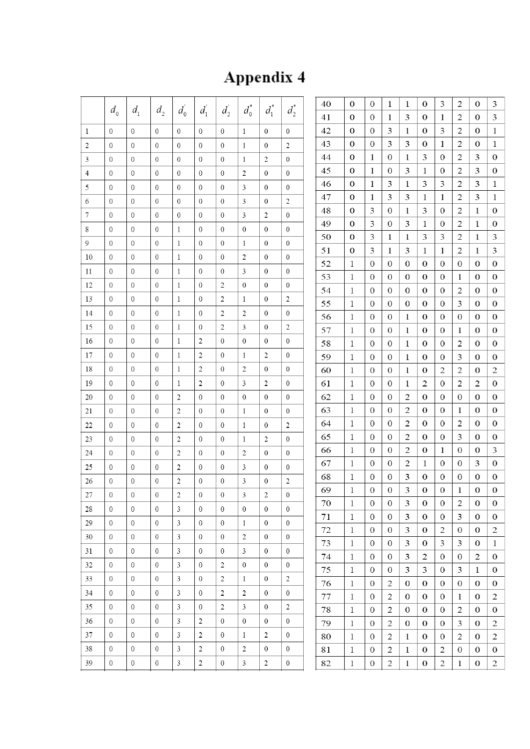# Appendix 4

|  | $d_0$ | $d_1$ | $d_2$ | $d_0^{'}$ | $d_1^{'}$ | $d_2^{'}$ | $d_0^{*}$ | $d_1^{*}$ | $d_2^{*}$ |
|---|---|---|---|---|---|---|---|---|---|
| 1 | 0 | 0 | 0 | 0 | 0 | 0 | 1 | 0 | 0 |
| 2 | 0 | 0 | 0 | 0 | 0 | 0 | 1 | 0 | 2 |
| 3 | 0 | 0 | 0 | 0 | 0 | 0 | 1 | 2 | 0 |
| 4 | 0 | 0 | 0 | 0 | 0 | 0 | 2 | 0 | 0 |
| 5 | 0 | 0 | 0 | 0 | 0 | 0 | 3 | 0 | 0 |
| 6 | 0 | 0 | 0 | 0 | 0 | 0 | 3 | 0 | 2 |
| 7 | 0 | 0 | 0 | 0 | 0 | 0 | 3 | 2 | 0 |
| 8 | 0 | 0 | 0 | 1 | 0 | 0 | 0 | 0 | 0 |
| 9 | 0 | 0 | 0 | 1 | 0 | 0 | 1 | 0 | 0 |
| 10 | 0 | 0 | 0 | 1 | 0 | 0 | 2 | 0 | 0 |
| 11 | 0 | 0 | 0 | 1 | 0 | 0 | 3 | 0 | 0 |
| 12 | 0 | 0 | 0 | 1 | 0 | 2 | 0 | 0 | 0 |
| 13 | 0 | 0 | 0 | 1 | 0 | 2 | 1 | 0 | 2 |
| 14 | 0 | 0 | 0 | 1 | 0 | 2 | 2 | 0 | 0 |
| 15 | 0 | 0 | 0 | 1 | 0 | 2 | 3 | 0 | 2 |
| 16 | 0 | 0 | 0 | 1 | 2 | 0 | 0 | 0 | 0 |
| 17 | 0 | 0 | 0 | 1 | 2 | 0 | 1 | 2 | 0 |
| 18 | 0 | 0 | 0 | 1 | 2 | 0 | 2 | 0 | 0 |
| 19 | 0 | 0 | 0 | 1 | 2 | 0 | 3 | 2 | 0 |
| 20 | 0 | 0 | 0 | 2 | 0 | 0 | 0 | 0 | 0 |
| 21 | 0 | 0 | 0 | 2 | 0 | 0 | 1 | 0 | 0 |
| 22 | 0 | 0 | 0 | 2 | 0 | 0 | 1 | 0 | 2 |
| 23 | 0 | 0 | 0 | 2 | 0 | 0 | 1 | 2 | 0 |
| 24 | 0 | 0 | 0 | 2 | 0 | 0 | 2 | 0 | 0 |
| 25 | 0 | 0 | 0 | 2 | 0 | 0 | 3 | 0 | 0 |
| 26 | 0 | 0 | 0 | 2 | 0 | 0 | 3 | 0 | 2 |
| 27 | 0 | 0 | 0 | 2 | 0 | 0 | 3 | 2 | 0 |
| 28 | 0 | 0 | 0 | 3 | 0 | 0 | 0 | 0 | 0 |
| 29 | 0 | 0 | 0 | 3 | 0 | 0 | 1 | 0 | 0 |
| 30 | 0 | 0 | 0 | 3 | 0 | 0 | 2 | 0 | 0 |
| 31 | 0 | 0 | 0 | 3 | 0 | 0 | 3 | 0 | 0 |
| 32 | 0 | 0 | 0 | 3 | 0 | 2 | 0 | 0 | 0 |
| 33 | 0 | 0 | 0 | 3 | 0 | 2 | 1 | 0 | 2 |
| 34 | 0 | 0 | 0 | 3 | 0 | 2 | 2 | 0 | 0 |
| 35 | 0 | 0 | 0 | 3 | 0 | 2 | 3 | 0 | 2 |
| 36 | 0 | 0 | 0 | 3 | 2 | 0 | 0 | 0 | 0 |
| 37 | 0 | 0 | 0 | 3 | 2 | 0 | 1 | 2 | 0 |
| 38 | 0 | 0 | 0 | 3 | 2 | 0 | 2 | 0 | 0 |
| 39 | 0 | 0 | 0 | 3 | 2 | 0 | 3 | 2 | 0 |
| 40 | 0 | 0 | 1 | 1 | 0 | 3 | 2 | 0 | 3 |
| 41 | 0 | 0 | 1 | 3 | 0 | 1 | 2 | 0 | 3 |
| 42 | 0 | 0 | 3 | 1 | 0 | 3 | 2 | 0 | 1 |
| 43 | 0 | 0 | 3 | 3 | 0 | 1 | 2 | 0 | 1 |
| 44 | 0 | 1 | 0 | 1 | 3 | 0 | 2 | 3 | 0 |
| 45 | 0 | 1 | 0 | 3 | 1 | 0 | 2 | 3 | 0 |
| 46 | 0 | 1 | 3 | 1 | 3 | 3 | 2 | 3 | 1 |
| 47 | 0 | 1 | 3 | 3 | 1 | 1 | 2 | 3 | 1 |
| 48 | 0 | 3 | 0 | 1 | 3 | 0 | 2 | 1 | 0 |
| 49 | 0 | 3 | 0 | 3 | 1 | 0 | 2 | 1 | 0 |
| 50 | 0 | 3 | 1 | 1 | 3 | 3 | 2 | 1 | 3 |
| 51 | 0 | 3 | 1 | 3 | 1 | 1 | 2 | 1 | 3 |
| 52 | 1 | 0 | 0 | 0 | 0 | 0 | 0 | 0 | 0 |
| 53 | 1 | 0 | 0 | 0 | 0 | 0 | 1 | 0 | 0 |
| 54 | 1 | 0 | 0 | 0 | 0 | 0 | 2 | 0 | 0 |
| 55 | 1 | 0 | 0 | 0 | 0 | 0 | 3 | 0 | 0 |
| 56 | 1 | 0 | 0 | 1 | 0 | 0 | 0 | 0 | 0 |
| 57 | 1 | 0 | 0 | 1 | 0 | 0 | 1 | 0 | 0 |
| 58 | 1 | 0 | 0 | 1 | 0 | 0 | 2 | 0 | 0 |
| 59 | 1 | 0 | 0 | 1 | 0 | 0 | 3 | 0 | 0 |
| 60 | 1 | 0 | 0 | 1 | 0 | 2 | 2 | 0 | 2 |
| 61 | 1 | 0 | 0 | 1 | 2 | 0 | 2 | 2 | 0 |
| 62 | 1 | 0 | 0 | 2 | 0 | 0 | 0 | 0 | 0 |
| 63 | 1 | 0 | 0 | 2 | 0 | 0 | 1 | 0 | 0 |
| 64 | 1 | 0 | 0 | 2 | 0 | 0 | 2 | 0 | 0 |
| 65 | 1 | 0 | 0 | 2 | 0 | 0 | 3 | 0 | 0 |
| 66 | 1 | 0 | 0 | 2 | 0 | 1 | 0 | 0 | 3 |
| 67 | 1 | 0 | 0 | 2 | 1 | 0 | 0 | 3 | 0 |
| 68 | 1 | 0 | 0 | 3 | 0 | 0 | 0 | 0 | 0 |
| 69 | 1 | 0 | 0 | 3 | 0 | 0 | 1 | 0 | 0 |
| 70 | 1 | 0 | 0 | 3 | 0 | 0 | 2 | 0 | 0 |
| 71 | 1 | 0 | 0 | 3 | 0 | 0 | 3 | 0 | 0 |
| 72 | 1 | 0 | 0 | 3 | 0 | 2 | 0 | 0 | 2 |
| 73 | 1 | 0 | 0 | 3 | 0 | 3 | 3 | 0 | 1 |
| 74 | 1 | 0 | 0 | 3 | 2 | 0 | 0 | 2 | 0 |
| 75 | 1 | 0 | 0 | 3 | 3 | 0 | 3 | 1 | 0 |
| 76 | 1 | 0 | 2 | 0 | 0 | 0 | 0 | 0 | 0 |
| 77 | 1 | 0 | 2 | 0 | 0 | 0 | 1 | 0 | 2 |
| 78 | 1 | 0 | 2 | 0 | 0 | 0 | 2 | 0 | 0 |
| 79 | 1 | 0 | 2 | 0 | 0 | 0 | 3 | 0 | 2 |
| 80 | 1 | 0 | 2 | 1 | 0 | 0 | 2 | 0 | 2 |
| 81 | 1 | 0 | 2 | 1 | 0 | 2 | 0 | 0 | 0 |
| 82 | 1 | 0 | 2 | 1 | 0 | 2 | 1 | 0 | 2 |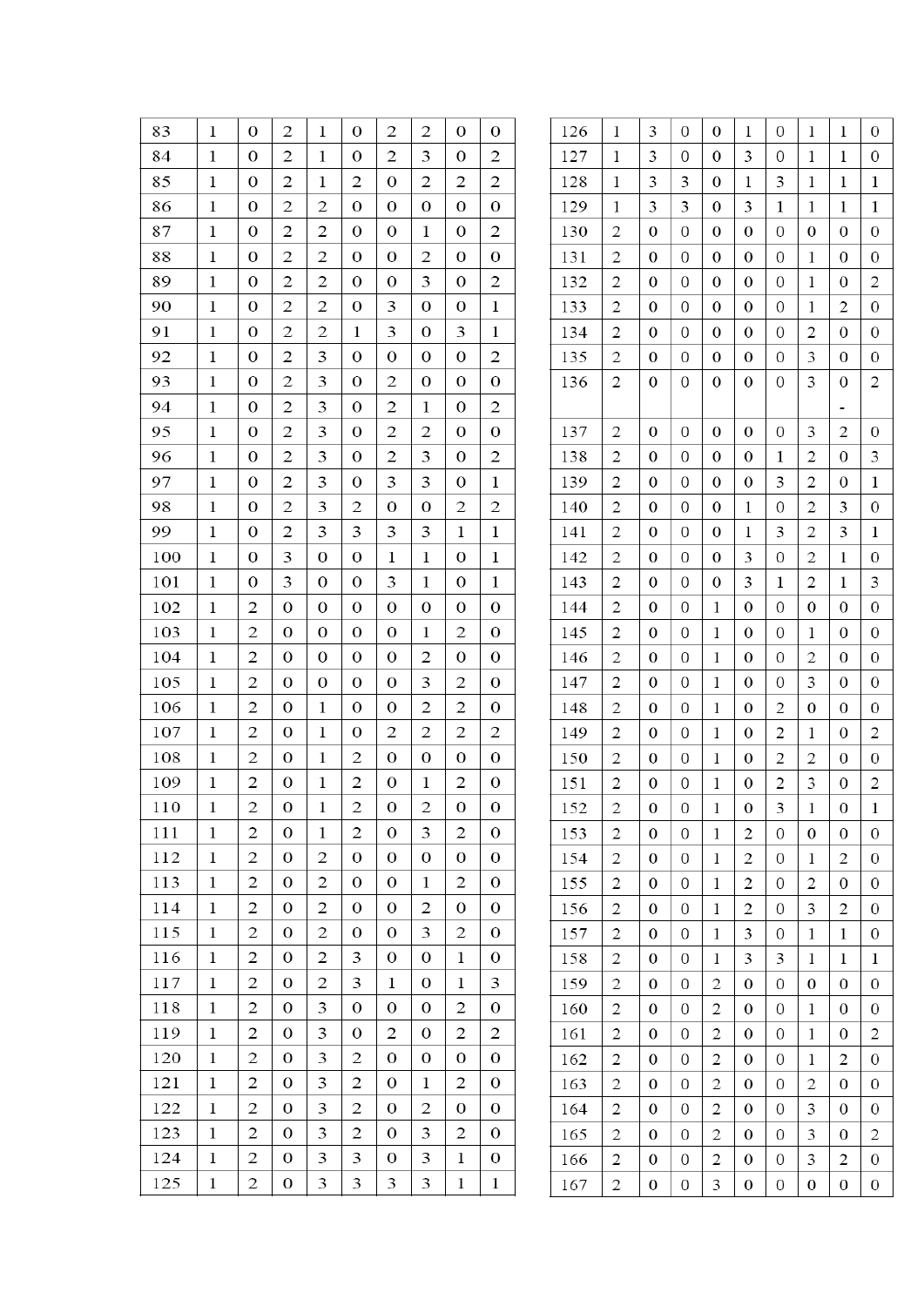| | | | | | | | | | |
|---|---|---|---|---|---|---|---|---|---|
| 83 | 1 | 0 | 2 | 1 | 0 | 2 | 2 | 0 | 0 |
| 84 | 1 | 0 | 2 | 1 | 0 | 2 | 3 | 0 | 2 |
| 85 | 1 | 0 | 2 | 1 | 2 | 0 | 2 | 2 | 2 |
| 86 | 1 | 0 | 2 | 2 | 0 | 0 | 0 | 0 | 0 |
| 87 | 1 | 0 | 2 | 2 | 0 | 0 | 1 | 0 | 2 |
| 88 | 1 | 0 | 2 | 2 | 0 | 0 | 2 | 0 | 0 |
| 89 | 1 | 0 | 2 | 2 | 0 | 0 | 3 | 0 | 2 |
| 90 | 1 | 0 | 2 | 2 | 0 | 3 | 0 | 0 | 1 |
| 91 | 1 | 0 | 2 | 2 | 1 | 3 | 0 | 3 | 1 |
| 92 | 1 | 0 | 2 | 3 | 0 | 0 | 0 | 0 | 2 |
| 93 | 1 | 0 | 2 | 3 | 0 | 2 | 0 | 0 | 0 |
| 94 | 1 | 0 | 2 | 3 | 0 | 2 | 1 | 0 | 2 |
| 95 | 1 | 0 | 2 | 3 | 0 | 2 | 2 | 0 | 0 |
| 96 | 1 | 0 | 2 | 3 | 0 | 2 | 3 | 0 | 2 |
| 97 | 1 | 0 | 2 | 3 | 0 | 3 | 3 | 0 | 1 |
| 98 | 1 | 0 | 2 | 3 | 2 | 0 | 0 | 2 | 2 |
| 99 | 1 | 0 | 2 | 3 | 3 | 3 | 3 | 1 | 1 |
| 100 | 1 | 0 | 3 | 0 | 0 | 1 | 1 | 0 | 1 |
| 101 | 1 | 0 | 3 | 0 | 0 | 3 | 1 | 0 | 1 |
| 102 | 1 | 2 | 0 | 0 | 0 | 0 | 0 | 0 | 0 |
| 103 | 1 | 2 | 0 | 0 | 0 | 0 | 1 | 2 | 0 |
| 104 | 1 | 2 | 0 | 0 | 0 | 0 | 2 | 0 | 0 |
| 105 | 1 | 2 | 0 | 0 | 0 | 0 | 3 | 2 | 0 |
| 106 | 1 | 2 | 0 | 1 | 0 | 0 | 2 | 2 | 0 |
| 107 | 1 | 2 | 0 | 1 | 0 | 2 | 2 | 2 | 2 |
| 108 | 1 | 2 | 0 | 1 | 2 | 0 | 0 | 0 | 0 |
| 109 | 1 | 2 | 0 | 1 | 2 | 0 | 1 | 2 | 0 |
| 110 | 1 | 2 | 0 | 1 | 2 | 0 | 2 | 0 | 0 |
| 111 | 1 | 2 | 0 | 1 | 2 | 0 | 3 | 2 | 0 |
| 112 | 1 | 2 | 0 | 2 | 0 | 0 | 0 | 0 | 0 |
| 113 | 1 | 2 | 0 | 2 | 0 | 0 | 1 | 2 | 0 |
| 114 | 1 | 2 | 0 | 2 | 0 | 0 | 2 | 0 | 0 |
| 115 | 1 | 2 | 0 | 2 | 0 | 0 | 3 | 2 | 0 |
| 116 | 1 | 2 | 0 | 2 | 3 | 0 | 0 | 1 | 0 |
| 117 | 1 | 2 | 0 | 2 | 3 | 1 | 0 | 1 | 3 |
| 118 | 1 | 2 | 0 | 3 | 0 | 0 | 0 | 2 | 0 |
| 119 | 1 | 2 | 0 | 3 | 0 | 2 | 0 | 2 | 2 |
| 120 | 1 | 2 | 0 | 3 | 2 | 0 | 0 | 0 | 0 |
| 121 | 1 | 2 | 0 | 3 | 2 | 0 | 1 | 2 | 0 |
| 122 | 1 | 2 | 0 | 3 | 2 | 0 | 2 | 0 | 0 |
| 123 | 1 | 2 | 0 | 3 | 2 | 0 | 3 | 2 | 0 |
| 124 | 1 | 2 | 0 | 3 | 3 | 0 | 3 | 1 | 0 |
| 125 | 1 | 2 | 0 | 3 | 3 | 3 | 3 | 1 | 1 |
| 126 | 1 | 3 | 0 | 0 | 1 | 0 | 1 | 1 | 0 |
| 127 | 1 | 3 | 0 | 0 | 3 | 0 | 1 | 1 | 0 |
| 128 | 1 | 3 | 3 | 0 | 1 | 3 | 1 | 1 | 1 |
| 129 | 1 | 3 | 3 | 0 | 3 | 1 | 1 | 1 | 1 |
| 130 | 2 | 0 | 0 | 0 | 0 | 0 | 0 | 0 | 0 |
| 131 | 2 | 0 | 0 | 0 | 0 | 0 | 1 | 0 | 0 |
| 132 | 2 | 0 | 0 | 0 | 0 | 0 | 1 | 0 | 2 |
| 133 | 2 | 0 | 0 | 0 | 0 | 0 | 1 | 2 | 0 |
| 134 | 2 | 0 | 0 | 0 | 0 | 0 | 2 | 0 | 0 |
| 135 | 2 | 0 | 0 | 0 | 0 | 0 | 3 | 0 | 0 |
| 136 | 2 | 0 | 0 | 0 | 0 | 0 | 3 | 0 | 2 |
| | | | | | | | | - | |
| 137 | 2 | 0 | 0 | 0 | 0 | 0 | 3 | 2 | 0 |
| 138 | 2 | 0 | 0 | 0 | 0 | 1 | 2 | 0 | 3 |
| 139 | 2 | 0 | 0 | 0 | 0 | 3 | 2 | 0 | 1 |
| 140 | 2 | 0 | 0 | 0 | 1 | 0 | 2 | 3 | 0 |
| 141 | 2 | 0 | 0 | 0 | 1 | 3 | 2 | 3 | 1 |
| 142 | 2 | 0 | 0 | 0 | 3 | 0 | 2 | 1 | 0 |
| 143 | 2 | 0 | 0 | 0 | 3 | 1 | 2 | 1 | 3 |
| 144 | 2 | 0 | 0 | 1 | 0 | 0 | 0 | 0 | 0 |
| 145 | 2 | 0 | 0 | 1 | 0 | 0 | 1 | 0 | 0 |
| 146 | 2 | 0 | 0 | 1 | 0 | 0 | 2 | 0 | 0 |
| 147 | 2 | 0 | 0 | 1 | 0 | 0 | 3 | 0 | 0 |
| 148 | 2 | 0 | 0 | 1 | 0 | 2 | 0 | 0 | 0 |
| 149 | 2 | 0 | 0 | 1 | 0 | 2 | 1 | 0 | 2 |
| 150 | 2 | 0 | 0 | 1 | 0 | 2 | 2 | 0 | 0 |
| 151 | 2 | 0 | 0 | 1 | 0 | 2 | 3 | 0 | 2 |
| 152 | 2 | 0 | 0 | 1 | 0 | 3 | 1 | 0 | 1 |
| 153 | 2 | 0 | 0 | 1 | 2 | 0 | 0 | 0 | 0 |
| 154 | 2 | 0 | 0 | 1 | 2 | 0 | 1 | 2 | 0 |
| 155 | 2 | 0 | 0 | 1 | 2 | 0 | 2 | 0 | 0 |
| 156 | 2 | 0 | 0 | 1 | 2 | 0 | 3 | 2 | 0 |
| 157 | 2 | 0 | 0 | 1 | 3 | 0 | 1 | 1 | 0 |
| 158 | 2 | 0 | 0 | 1 | 3 | 3 | 1 | 1 | 1 |
| 159 | 2 | 0 | 0 | 2 | 0 | 0 | 0 | 0 | 0 |
| 160 | 2 | 0 | 0 | 2 | 0 | 0 | 1 | 0 | 0 |
| 161 | 2 | 0 | 0 | 2 | 0 | 0 | 1 | 0 | 2 |
| 162 | 2 | 0 | 0 | 2 | 0 | 0 | 1 | 2 | 0 |
| 163 | 2 | 0 | 0 | 2 | 0 | 0 | 2 | 0 | 0 |
| 164 | 2 | 0 | 0 | 2 | 0 | 0 | 3 | 0 | 0 |
| 165 | 2 | 0 | 0 | 2 | 0 | 0 | 3 | 0 | 2 |
| 166 | 2 | 0 | 0 | 2 | 0 | 0 | 3 | 2 | 0 |
| 167 | 2 | 0 | 0 | 3 | 0 | 0 | 0 | 0 | 0 |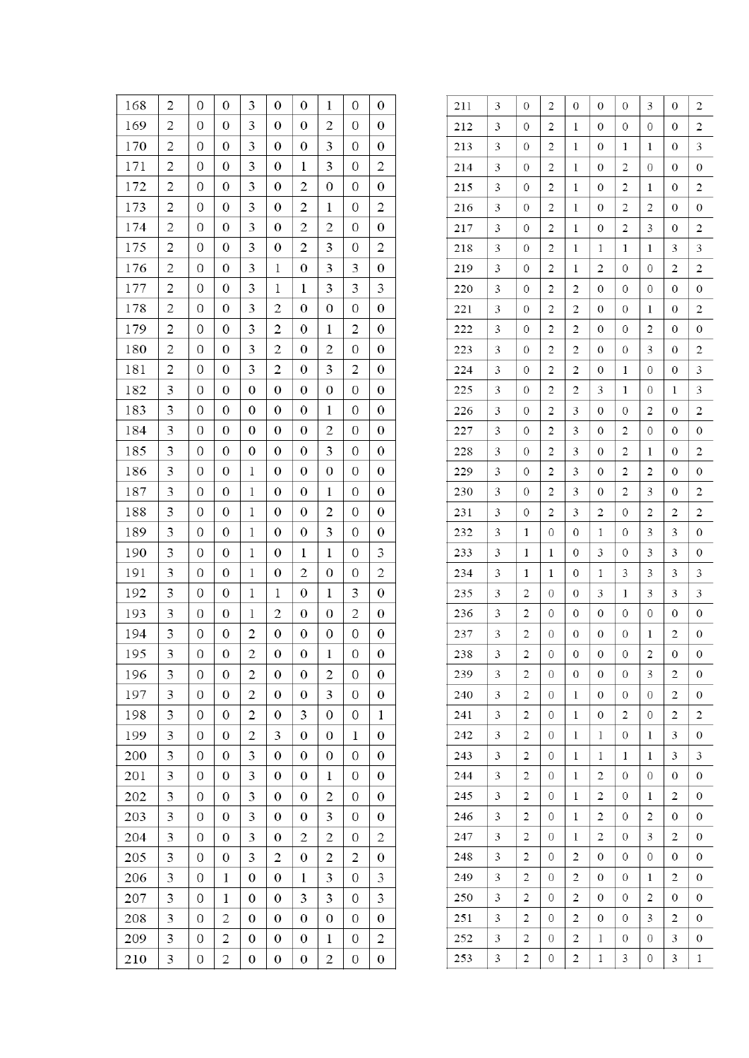| 168 | 2 | 0 | 0 | 3 | 0 | 0 | 1 | 0 | 0 |
|---|---|---|---|---|---|---|---|---|---|
| 169 | 2 | 0 | 0 | 3 | 0 | 0 | 2 | 0 | 0 |
| 170 | 2 | 0 | 0 | 3 | 0 | 0 | 3 | 0 | 0 |
| 171 | 2 | 0 | 0 | 3 | 0 | 1 | 3 | 0 | 2 |
| 172 | 2 | 0 | 0 | 3 | 0 | 2 | 0 | 0 | 0 |
| 173 | 2 | 0 | 0 | 3 | 0 | 2 | 1 | 0 | 2 |
| 174 | 2 | 0 | 0 | 3 | 0 | 2 | 2 | 0 | 0 |
| 175 | 2 | 0 | 0 | 3 | 0 | 2 | 3 | 0 | 2 |
| 176 | 2 | 0 | 0 | 3 | 1 | 0 | 3 | 3 | 0 |
| 177 | 2 | 0 | 0 | 3 | 1 | 1 | 3 | 3 | 3 |
| 178 | 2 | 0 | 0 | 3 | 2 | 0 | 0 | 0 | 0 |
| 179 | 2 | 0 | 0 | 3 | 2 | 0 | 1 | 2 | 0 |
| 180 | 2 | 0 | 0 | 3 | 2 | 0 | 2 | 0 | 0 |
| 181 | 2 | 0 | 0 | 3 | 2 | 0 | 3 | 2 | 0 |
| 182 | 3 | 0 | 0 | 0 | 0 | 0 | 0 | 0 | 0 |
| 183 | 3 | 0 | 0 | 0 | 0 | 0 | 1 | 0 | 0 |
| 184 | 3 | 0 | 0 | 0 | 0 | 0 | 2 | 0 | 0 |
| 185 | 3 | 0 | 0 | 0 | 0 | 0 | 3 | 0 | 0 |
| 186 | 3 | 0 | 0 | 1 | 0 | 0 | 0 | 0 | 0 |
| 187 | 3 | 0 | 0 | 1 | 0 | 0 | 1 | 0 | 0 |
| 188 | 3 | 0 | 0 | 1 | 0 | 0 | 2 | 0 | 0 |
| 189 | 3 | 0 | 0 | 1 | 0 | 0 | 3 | 0 | 0 |
| 190 | 3 | 0 | 0 | 1 | 0 | 1 | 1 | 0 | 3 |
| 191 | 3 | 0 | 0 | 1 | 0 | 2 | 0 | 0 | 2 |
| 192 | 3 | 0 | 0 | 1 | 1 | 0 | 1 | 3 | 0 |
| 193 | 3 | 0 | 0 | 1 | 2 | 0 | 0 | 2 | 0 |
| 194 | 3 | 0 | 0 | 2 | 0 | 0 | 0 | 0 | 0 |
| 195 | 3 | 0 | 0 | 2 | 0 | 0 | 1 | 0 | 0 |
| 196 | 3 | 0 | 0 | 2 | 0 | 0 | 2 | 0 | 0 |
| 197 | 3 | 0 | 0 | 2 | 0 | 0 | 3 | 0 | 0 |
| 198 | 3 | 0 | 0 | 2 | 0 | 3 | 0 | 0 | 1 |
| 199 | 3 | 0 | 0 | 2 | 3 | 0 | 0 | 1 | 0 |
| 200 | 3 | 0 | 0 | 3 | 0 | 0 | 0 | 0 | 0 |
| 201 | 3 | 0 | 0 | 3 | 0 | 0 | 1 | 0 | 0 |
| 202 | 3 | 0 | 0 | 3 | 0 | 0 | 2 | 0 | 0 |
| 203 | 3 | 0 | 0 | 3 | 0 | 0 | 3 | 0 | 0 |
| 204 | 3 | 0 | 0 | 3 | 0 | 2 | 2 | 0 | 2 |
| 205 | 3 | 0 | 0 | 3 | 2 | 0 | 2 | 2 | 0 |
| 206 | 3 | 0 | 1 | 0 | 0 | 1 | 3 | 0 | 3 |
| 207 | 3 | 0 | 1 | 0 | 0 | 3 | 3 | 0 | 3 |
| 208 | 3 | 0 | 2 | 0 | 0 | 0 | 0 | 0 | 0 |
| 209 | 3 | 0 | 2 | 0 | 0 | 0 | 1 | 0 | 2 |
| 210 | 3 | 0 | 2 | 0 | 0 | 0 | 2 | 0 | 0 |
| 211 | 3 | 0 | 2 | 0 | 0 | 0 | 3 | 0 | 2 |
| 212 | 3 | 0 | 2 | 1 | 0 | 0 | 0 | 0 | 2 |
| 213 | 3 | 0 | 2 | 1 | 0 | 1 | 1 | 0 | 3 |
| 214 | 3 | 0 | 2 | 1 | 0 | 2 | 0 | 0 | 0 |
| 215 | 3 | 0 | 2 | 1 | 0 | 2 | 1 | 0 | 2 |
| 216 | 3 | 0 | 2 | 1 | 0 | 2 | 2 | 0 | 0 |
| 217 | 3 | 0 | 2 | 1 | 0 | 2 | 3 | 0 | 2 |
| 218 | 3 | 0 | 2 | 1 | 1 | 1 | 1 | 3 | 3 |
| 219 | 3 | 0 | 2 | 1 | 2 | 0 | 0 | 2 | 2 |
| 220 | 3 | 0 | 2 | 2 | 0 | 0 | 0 | 0 | 0 |
| 221 | 3 | 0 | 2 | 2 | 0 | 0 | 1 | 0 | 2 |
| 222 | 3 | 0 | 2 | 2 | 0 | 0 | 2 | 0 | 0 |
| 223 | 3 | 0 | 2 | 2 | 0 | 0 | 3 | 0 | 2 |
| 224 | 3 | 0 | 2 | 2 | 0 | 1 | 0 | 0 | 3 |
| 225 | 3 | 0 | 2 | 2 | 3 | 1 | 0 | 1 | 3 |
| 226 | 3 | 0 | 2 | 3 | 0 | 0 | 2 | 0 | 2 |
| 227 | 3 | 0 | 2 | 3 | 0 | 2 | 0 | 0 | 0 |
| 228 | 3 | 0 | 2 | 3 | 0 | 2 | 1 | 0 | 2 |
| 229 | 3 | 0 | 2 | 3 | 0 | 2 | 2 | 0 | 0 |
| 230 | 3 | 0 | 2 | 3 | 0 | 2 | 3 | 0 | 2 |
| 231 | 3 | 0 | 2 | 3 | 2 | 0 | 2 | 2 | 2 |
| 232 | 3 | 1 | 0 | 0 | 1 | 0 | 3 | 3 | 0 |
| 233 | 3 | 1 | 1 | 0 | 3 | 0 | 3 | 3 | 0 |
| 234 | 3 | 1 | 1 | 0 | 1 | 3 | 3 | 3 | 3 |
| 235 | 3 | 2 | 0 | 0 | 3 | 1 | 3 | 3 | 3 |
| 236 | 3 | 2 | 0 | 0 | 0 | 0 | 0 | 0 | 0 |
| 237 | 3 | 2 | 0 | 0 | 0 | 0 | 1 | 2 | 0 |
| 238 | 3 | 2 | 0 | 0 | 0 | 0 | 2 | 0 | 0 |
| 239 | 3 | 2 | 0 | 0 | 0 | 0 | 3 | 2 | 0 |
| 240 | 3 | 2 | 0 | 1 | 0 | 0 | 0 | 2 | 0 |
| 241 | 3 | 2 | 0 | 1 | 0 | 2 | 0 | 2 | 2 |
| 242 | 3 | 2 | 0 | 1 | 1 | 0 | 1 | 3 | 0 |
| 243 | 3 | 2 | 0 | 1 | 1 | 1 | 1 | 3 | 3 |
| 244 | 3 | 2 | 0 | 1 | 2 | 0 | 0 | 0 | 0 |
| 245 | 3 | 2 | 0 | 1 | 2 | 0 | 1 | 2 | 0 |
| 246 | 3 | 2 | 0 | 1 | 2 | 0 | 2 | 0 | 0 |
| 247 | 3 | 2 | 0 | 1 | 2 | 0 | 3 | 2 | 0 |
| 248 | 3 | 2 | 0 | 2 | 0 | 0 | 0 | 0 | 0 |
| 249 | 3 | 2 | 0 | 2 | 0 | 0 | 1 | 2 | 0 |
| 250 | 3 | 2 | 0 | 2 | 0 | 0 | 2 | 0 | 0 |
| 251 | 3 | 2 | 0 | 2 | 0 | 0 | 3 | 2 | 0 |
| 252 | 3 | 2 | 0 | 2 | 1 | 0 | 0 | 3 | 0 |
| 253 | 3 | 2 | 0 | 2 | 1 | 3 | 0 | 3 | 1 |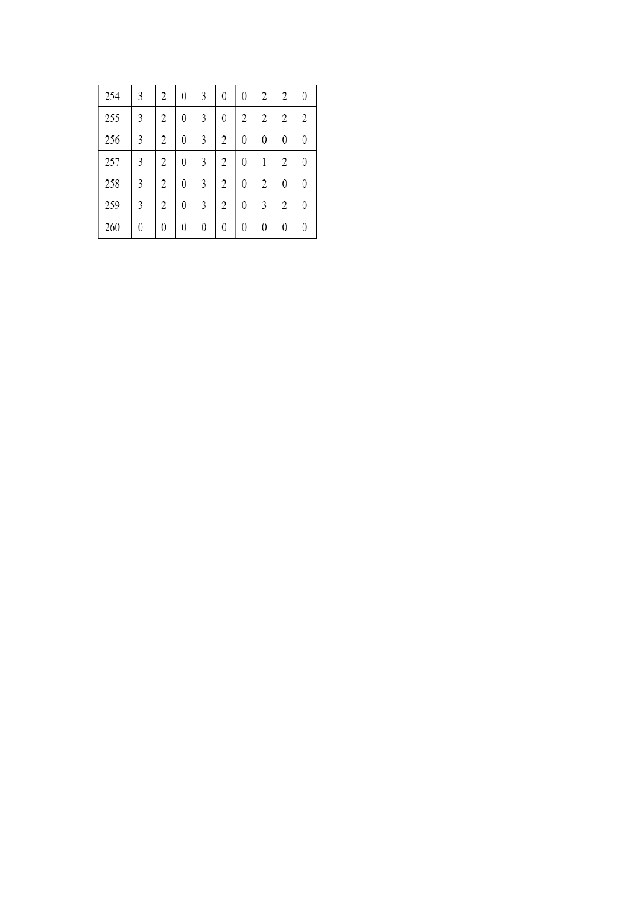| | | | | | | | | | |
|---|---|---|---|---|---|---|---|---|---|
| 254 | 3 | 2 | 0 | 3 | 0 | 0 | 2 | 2 | 0 |
| 255 | 3 | 2 | 0 | 3 | 0 | 2 | 2 | 2 | 2 |
| 256 | 3 | 2 | 0 | 3 | 2 | 0 | 0 | 0 | 0 |
| 257 | 3 | 2 | 0 | 3 | 2 | 0 | 1 | 2 | 0 |
| 258 | 3 | 2 | 0 | 3 | 2 | 0 | 2 | 0 | 0 |
| 259 | 3 | 2 | 0 | 3 | 2 | 0 | 3 | 2 | 0 |
| 260 | 0 | 0 | 0 | 0 | 0 | 0 | 0 | 0 | 0 |